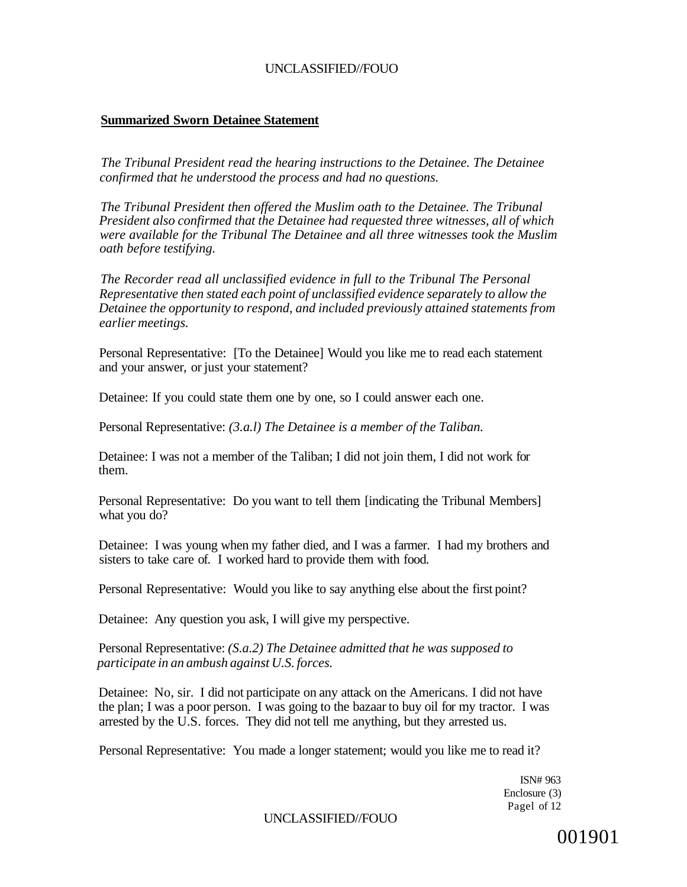**Summarized Sworn Detainee Statement**

*The Tribunal President read the hearing instructions to the Detainee. The Detainee confirmed that he understood the process and had no questions.*

*The Tribunal President then offered the Muslim oath to the Detainee. The Tribunal President also confirmed that the Detainee had requested three witnesses, all of which were available for the Tribunal The Detainee and all three witnesses took the Muslim oath before testifying.*

*The Recorder read all unclassified evidence in full to the Tribunal The Personal Representative then stated each point of unclassified evidence separately to allow the Detainee the opportunity to respond, and included previously attained statements from earlier meetings.*

Personal Representative: [To the Detainee] Would you like me to read each statement and your answer, or just your statement?

Detainee: If you could state them one by one, so I could answer each one.

Personal Representative: *(3.a.l) The Detainee is a member of the Taliban.*

Detainee: I was not a member of the Taliban; I did not join them, I did not work for them.

Personal Representative: Do you want to tell them [indicating the Tribunal Members] what you do?

Detainee: I was young when my father died, and I was a farmer. I had my brothers and sisters to take care of. I worked hard to provide them with food.

Personal Representative: Would you like to say anything else about the first point?

Detainee: Any question you ask, I will give my perspective.

Personal Representative: *(S.a.2) The Detainee admitted that he was supposed to participate in an ambush against U.S. forces.*

Detainee: No, sir. I did not participate on any attack on the Americans. I did not have the plan; I was a poor person. I was going to the bazaar to buy oil for my tractor. I was arrested by the U.S. forces. They did not tell me anything, but they arrested us.

Personal Representative: You made a longer statement; would you like me to read it?

ISN# 963
Enclosure (3)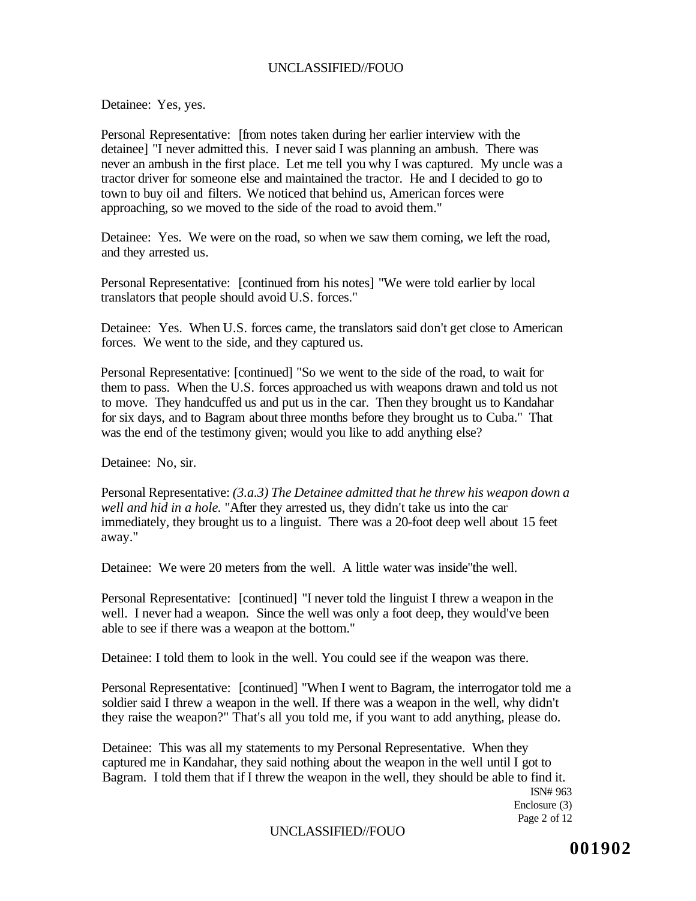Detainee: Yes, yes.

Personal Representative: [from notes taken during her earlier interview with the detainee] "I never admitted this. I never said I was planning an ambush. There was never an ambush in the first place. Let me tell you why I was captured. My uncle was a tractor driver for someone else and maintained the tractor. He and I decided to go to town to buy oil and filters. We noticed that behind us, American forces were approaching, so we moved to the side of the road to avoid them."

Detainee: Yes. We were on the road, so when we saw them coming, we left the road, and they arrested us.

Personal Representative: [continued from his notes] "We were told earlier by local translators that people should avoid U.S. forces."

Detainee: Yes. When U.S. forces came, the translators said don't get close to American forces. We went to the side, and they captured us.

Personal Representative: [continued] "So we went to the side of the road, to wait for them to pass. When the U.S. forces approached us with weapons drawn and told us not to move. They handcuffed us and put us in the car. Then they brought us to Kandahar for six days, and to Bagram about three months before they brought us to Cuba." That was the end of the testimony given; would you like to add anything else?

Detainee: No, sir.

Personal Representative: *(3.a.3) The Detainee admitted that he threw his weapon down a well and hid in a hole.* "After they arrested us, they didn't take us into the car immediately, they brought us to a linguist. There was a 20-foot deep well about 15 feet away."

Detainee: We were 20 meters from the well. A little water was inside"the well.

Personal Representative: [continued] "I never told the linguist I threw a weapon in the well. I never had a weapon. Since the well was only a foot deep, they would've been able to see if there was a weapon at the bottom."

Detainee: I told them to look in the well. You could see if the weapon was there.

Personal Representative: [continued] "When I went to Bagram, the interrogator told me a soldier said I threw a weapon in the well. If there was a weapon in the well, why didn't they raise the weapon?" That's all you told me, if you want to add anything, please do.

Detainee: This was all my statements to my Personal Representative. When they captured me in Kandahar, they said nothing about the weapon in the well until I got to Bagram. I told them that if I threw the weapon in the well, they should be able to find it.

ISN# 963
Enclosure (3)

001902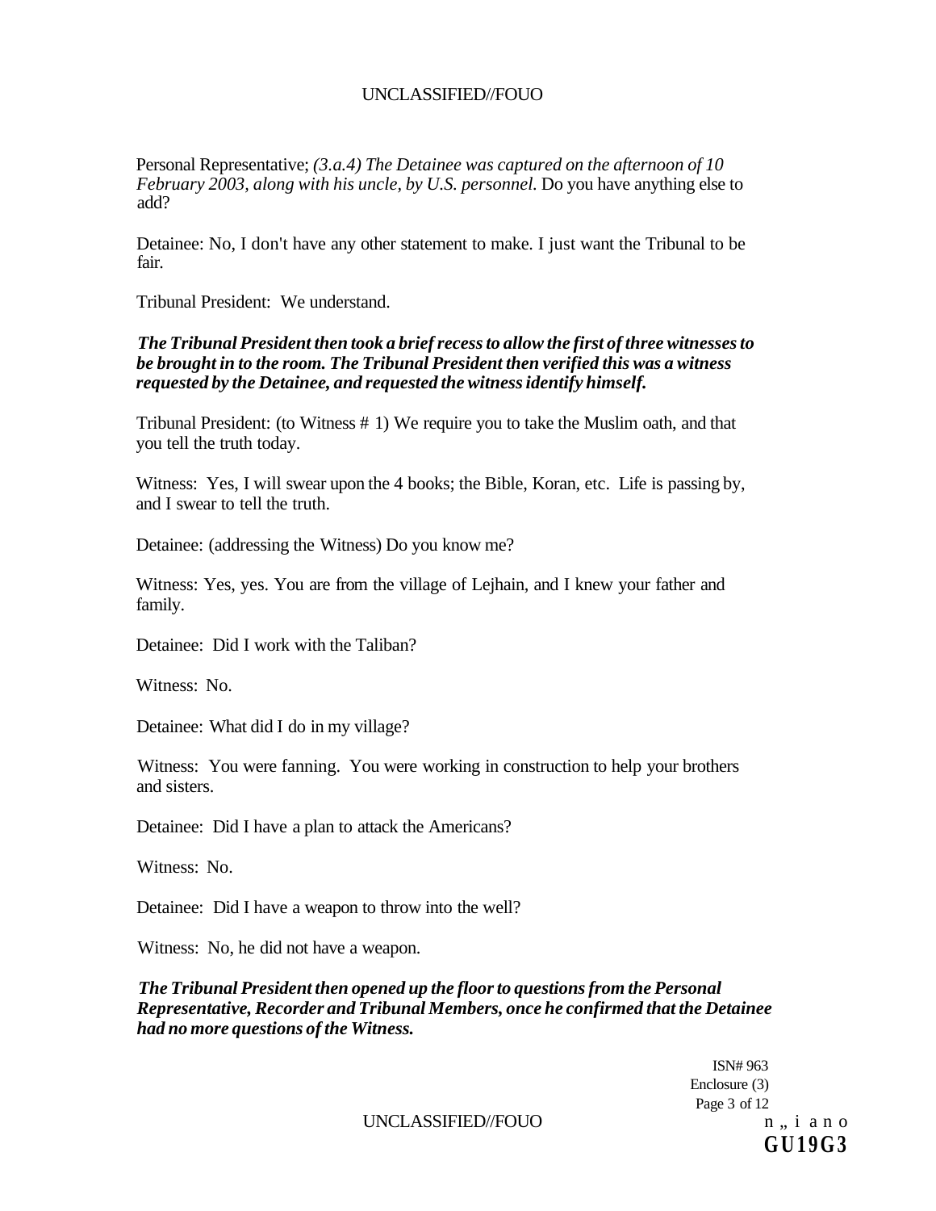Personal Representative; *(3.a.4) The Detainee was captured on the afternoon of 10 February 2003, along with his uncle, by U.S. personnel.* Do you have anything else to add?

Detainee: No, I don't have any other statement to make. I just want the Tribunal to be fair.

Tribunal President: We understand.

***The Tribunal President then took a brief recess to allow the first of three witnesses to be brought in to the room. The Tribunal President then verified this was a witness requested by the Detainee, and requested the witness identify himself.***

Tribunal President: (to Witness # 1) We require you to take the Muslim oath, and that you tell the truth today.

Witness: Yes, I will swear upon the 4 books; the Bible, Koran, etc. Life is passing by, and I swear to tell the truth.

Detainee: (addressing the Witness) Do you know me?

Witness: Yes, yes. You are from the village of Lejhain, and I knew your father and family.

Detainee: Did I work with the Taliban?

Witness: No.

Detainee: What did I do in my village?

Witness: You were fanning. You were working in construction to help your brothers and sisters.

Detainee: Did I have a plan to attack the Americans?

Witness: No.

Detainee: Did I have a weapon to throw into the well?

Witness: No, he did not have a weapon.

***The Tribunal President then opened up the floor to questions from the Personal Representative, Recorder and Tribunal Members, once he confirmed that the Detainee had no more questions of the Witness.***

ISN# 963
Enclosure (3)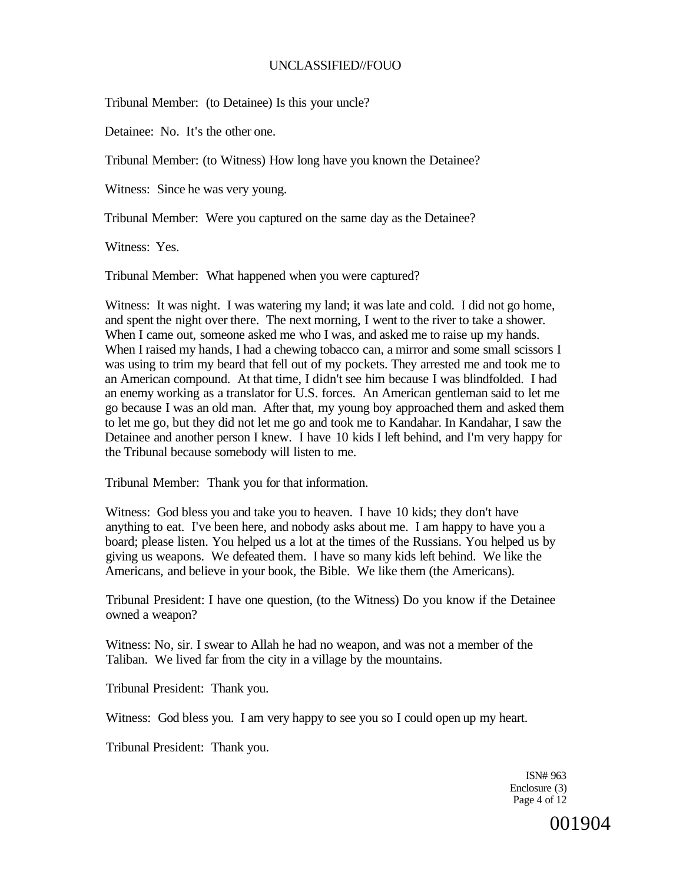Tribunal Member: (to Detainee) Is this your uncle?

Detainee: No. It's the other one.

Tribunal Member: (to Witness) How long have you known the Detainee?

Witness: Since he was very young.

Tribunal Member: Were you captured on the same day as the Detainee?

Witness: Yes.

Tribunal Member: What happened when you were captured?

Witness: It was night. I was watering my land; it was late and cold. I did not go home, and spent the night over there. The next morning, I went to the river to take a shower. When I came out, someone asked me who I was, and asked me to raise up my hands. When I raised my hands, I had a chewing tobacco can, a mirror and some small scissors I was using to trim my beard that fell out of my pockets. They arrested me and took me to an American compound. At that time, I didn't see him because I was blindfolded. I had an enemy working as a translator for U.S. forces. An American gentleman said to let me go because I was an old man. After that, my young boy approached them and asked them to let me go, but they did not let me go and took me to Kandahar. In Kandahar, I saw the Detainee and another person I knew. I have 10 kids I left behind, and I'm very happy for the Tribunal because somebody will listen to me.

Tribunal Member: Thank you for that information.

Witness: God bless you and take you to heaven. I have 10 kids; they don't have anything to eat. I've been here, and nobody asks about me. I am happy to have you a board; please listen. You helped us a lot at the times of the Russians. You helped us by giving us weapons. We defeated them. I have so many kids left behind. We like the Americans, and believe in your book, the Bible. We like them (the Americans).

Tribunal President: I have one question, (to the Witness) Do you know if the Detainee owned a weapon?

Witness: No, sir. I swear to Allah he had no weapon, and was not a member of the Taliban. We lived far from the city in a village by the mountains.

Tribunal President: Thank you.

Witness: God bless you. I am very happy to see you so I could open up my heart.

Tribunal President: Thank you.

ISN# 963
Enclosure (3)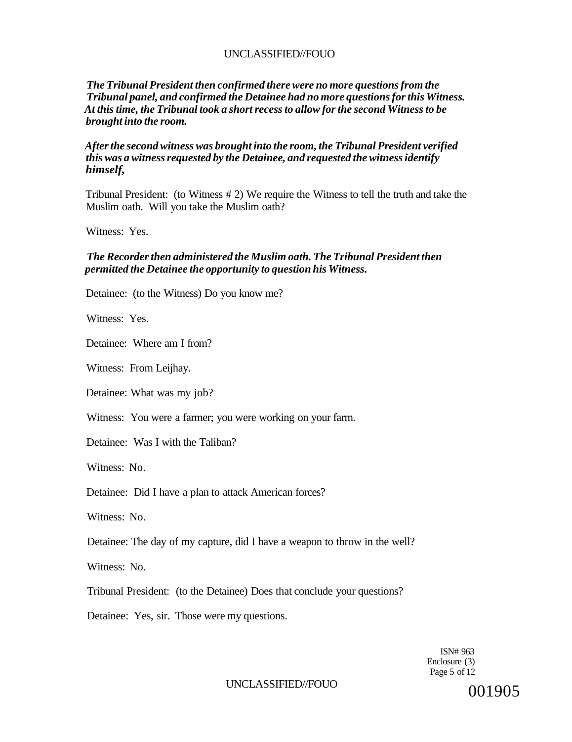*The Tribunal President then confirmed there were no more questions from the Tribunal panel, and confirmed the Detainee had no more questions for this Witness. At this time, the Tribunal took a short recess to allow for the second Witness to be brought into the room.*

*After the second witness was brought into the room, the Tribunal President verified this was a witness requested by the Detainee, and requested the witness identify himself,*

Tribunal President: (to Witness # 2) We require the Witness to tell the truth and take the Muslim oath. Will you take the Muslim oath?

Witness: Yes.

*The Recorder then administered the Muslim oath. The Tribunal President then permitted the Detainee the opportunity to question his Witness.*

Detainee: (to the Witness) Do you know me?

Witness: Yes.

Detainee: Where am I from?

Witness: From Leijhay.

Detainee: What was my job?

Witness: You were a farmer; you were working on your farm.

Detainee: Was I with the Taliban?

Witness: No.

Detainee: Did I have a plan to attack American forces?

Witness: No.

Detainee: The day of my capture, did I have a weapon to throw in the well?

Witness: No.

Tribunal President: (to the Detainee) Does that conclude your questions?

Detainee: Yes, sir. Those were my questions.

ISN# 963
Enclosure (3)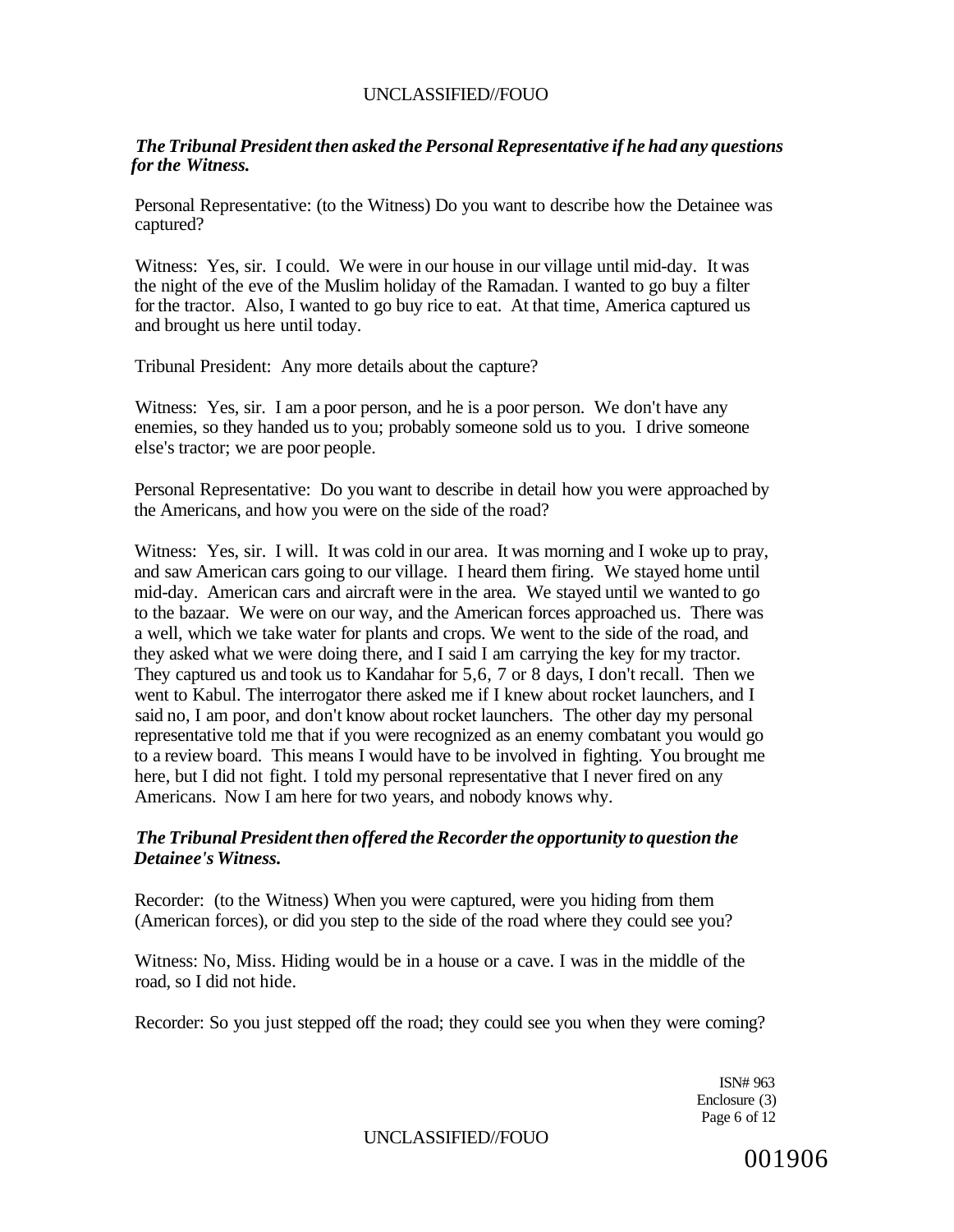*The Tribunal President then asked the Personal Representative if he had any questions for the Witness.*

Personal Representative: (to the Witness) Do you want to describe how the Detainee was captured?

Witness: Yes, sir. I could. We were in our house in our village until mid-day. It was the night of the eve of the Muslim holiday of the Ramadan. I wanted to go buy a filter for the tractor. Also, I wanted to go buy rice to eat. At that time, America captured us and brought us here until today.

Tribunal President: Any more details about the capture?

Witness: Yes, sir. I am a poor person, and he is a poor person. We don't have any enemies, so they handed us to you; probably someone sold us to you. I drive someone else's tractor; we are poor people.

Personal Representative: Do you want to describe in detail how you were approached by the Americans, and how you were on the side of the road?

Witness: Yes, sir. I will. It was cold in our area. It was morning and I woke up to pray, and saw American cars going to our village. I heard them firing. We stayed home until mid-day. American cars and aircraft were in the area. We stayed until we wanted to go to the bazaar. We were on our way, and the American forces approached us. There was a well, which we take water for plants and crops. We went to the side of the road, and they asked what we were doing there, and I said I am carrying the key for my tractor. They captured us and took us to Kandahar for 5,6, 7 or 8 days, I don't recall. Then we went to Kabul. The interrogator there asked me if I knew about rocket launchers, and I said no, I am poor, and don't know about rocket launchers. The other day my personal representative told me that if you were recognized as an enemy combatant you would go to a review board. This means I would have to be involved in fighting. You brought me here, but I did not fight. I told my personal representative that I never fired on any Americans. Now I am here for two years, and nobody knows why.

*The Tribunal President then offered the Recorder the opportunity to question the Detainee's Witness.*

Recorder: (to the Witness) When you were captured, were you hiding from them (American forces), or did you step to the side of the road where they could see you?

Witness: No, Miss. Hiding would be in a house or a cave. I was in the middle of the road, so I did not hide.

Recorder: So you just stepped off the road; they could see you when they were coming?

ISN# 963
Enclosure (3)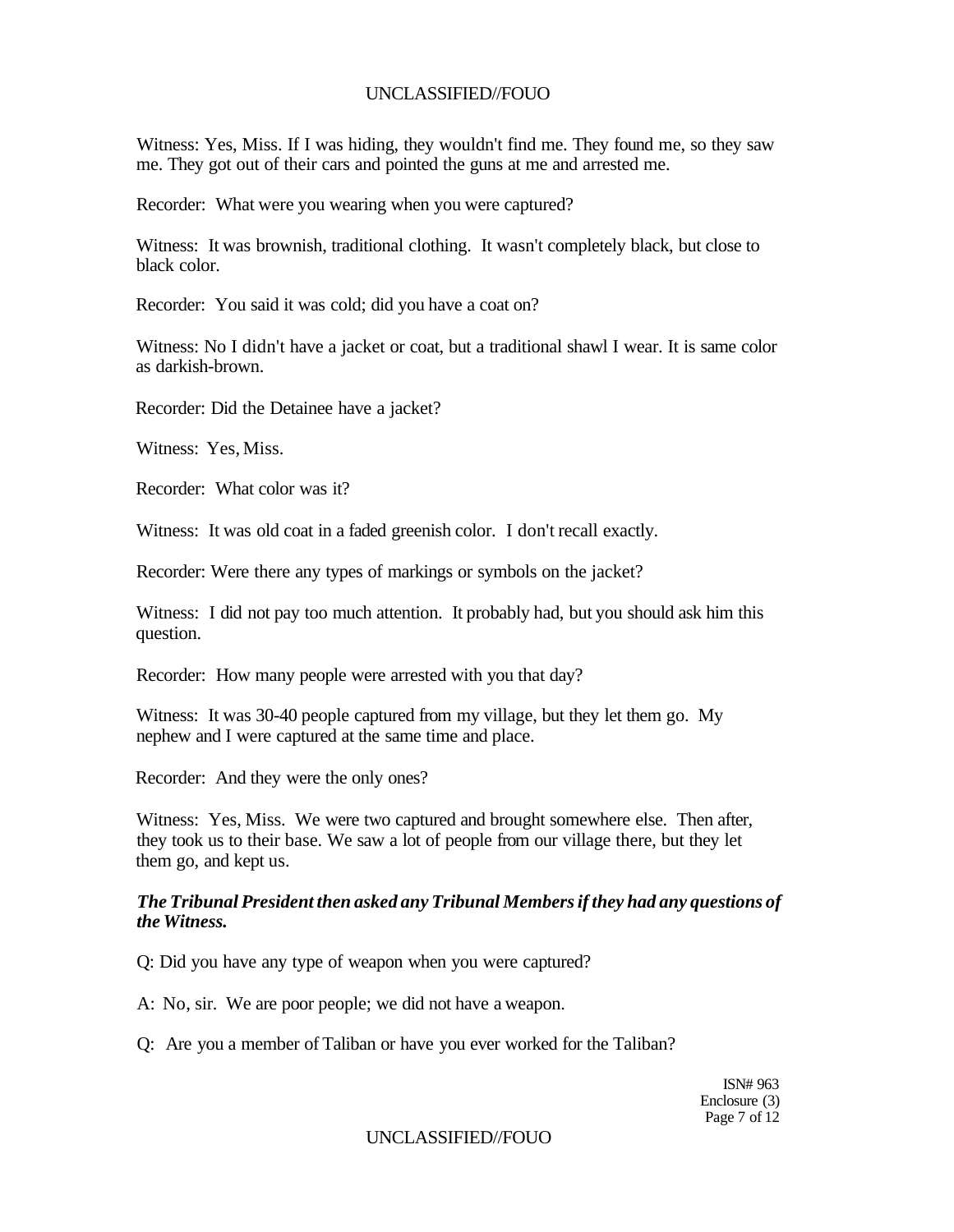Witness: Yes, Miss. If I was hiding, they wouldn't find me. They found me, so they saw me. They got out of their cars and pointed the guns at me and arrested me.

Recorder: What were you wearing when you were captured?

Witness: It was brownish, traditional clothing. It wasn't completely black, but close to black color.

Recorder: You said it was cold; did you have a coat on?

Witness: No I didn't have a jacket or coat, but a traditional shawl I wear. It is same color as darkish-brown.

Recorder: Did the Detainee have a jacket?

Witness: Yes, Miss.

Recorder: What color was it?

Witness: It was old coat in a faded greenish color. I don't recall exactly.

Recorder: Were there any types of markings or symbols on the jacket?

Witness: I did not pay too much attention. It probably had, but you should ask him this question.

Recorder: How many people were arrested with you that day?

Witness: It was 30-40 people captured from my village, but they let them go. My nephew and I were captured at the same time and place.

Recorder: And they were the only ones?

Witness: Yes, Miss. We were two captured and brought somewhere else. Then after, they took us to their base. We saw a lot of people from our village there, but they let them go, and kept us.

***The Tribunal President then asked any Tribunal Members if they had any questions of the Witness.***

Q: Did you have any type of weapon when you were captured?

A: No, sir. We are poor people; we did not have a weapon.

Q: Are you a member of Taliban or have you ever worked for the Taliban?

ISN# 963
Enclosure (3)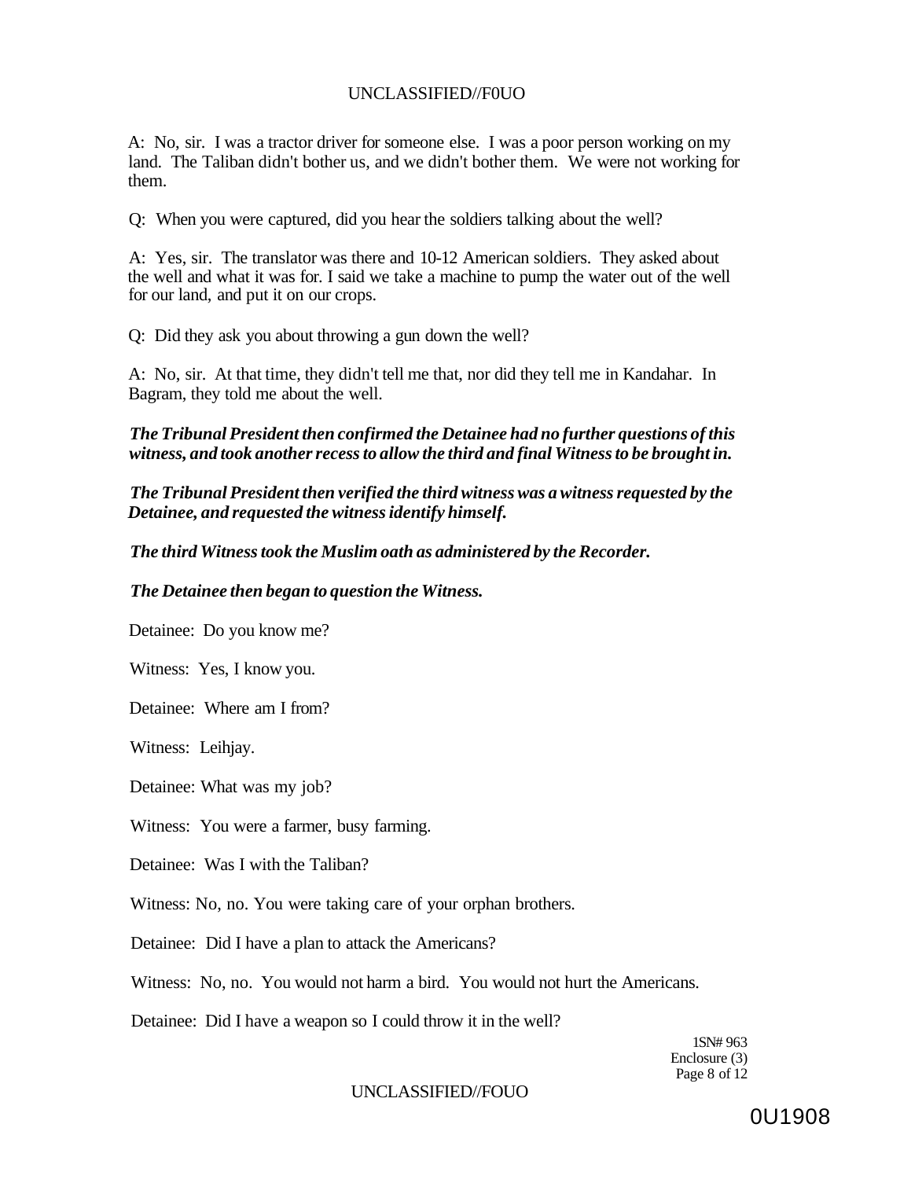A: No, sir. I was a tractor driver for someone else. I was a poor person working on my land. The Taliban didn't bother us, and we didn't bother them. We were not working for them.

Q: When you were captured, did you hear the soldiers talking about the well?

A: Yes, sir. The translator was there and 10-12 American soldiers. They asked about the well and what it was for. I said we take a machine to pump the water out of the well for our land, and put it on our crops.

Q: Did they ask you about throwing a gun down the well?

A: No, sir. At that time, they didn't tell me that, nor did they tell me in Kandahar. In Bagram, they told me about the well.

***The Tribunal President then confirmed the Detainee had no further questions of this witness, and took another recess to allow the third and final Witness to be brought in.***

***The Tribunal President then verified the third witness was a witness requested by the Detainee, and requested the witness identify himself.***

***The third Witness took the Muslim oath as administered by the Recorder.***

***The Detainee then began to question the Witness.***

Detainee: Do you know me?

Witness: Yes, I know you.

Detainee: Where am I from?

Witness: Leihjay.

Detainee: What was my job?

Witness: You were a farmer, busy farming.

Detainee: Was I with the Taliban?

Witness: No, no. You were taking care of your orphan brothers.

Detainee: Did I have a plan to attack the Americans?

Witness: No, no. You would not harm a bird. You would not hurt the Americans.

Detainee: Did I have a weapon so I could throw it in the well?

1SN# 963
Enclosure (3)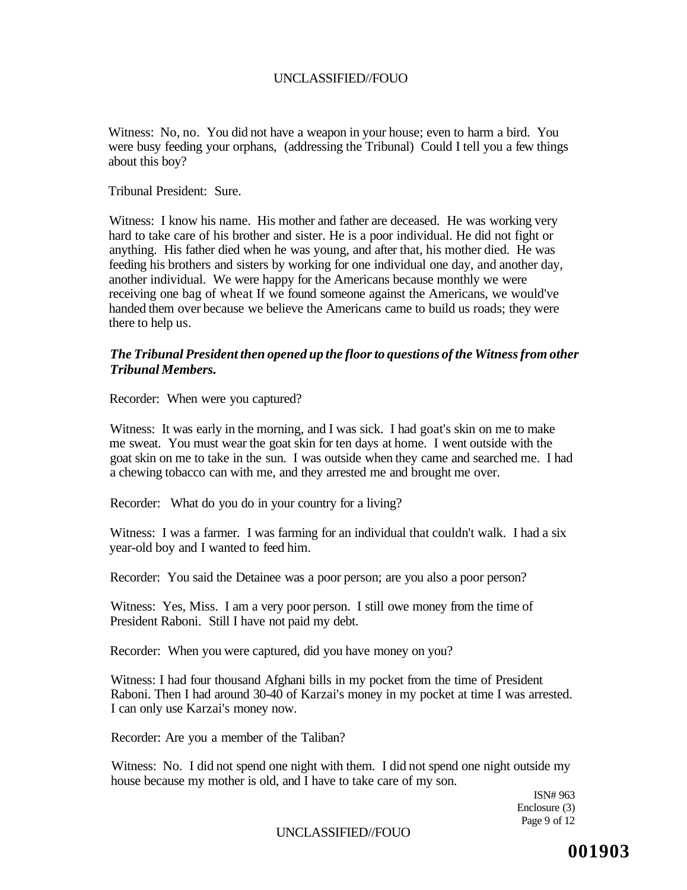Witness: No, no. You did not have a weapon in your house; even to harm a bird. You were busy feeding your orphans, (addressing the Tribunal) Could I tell you a few things about this boy?

Tribunal President: Sure.

Witness: I know his name. His mother and father are deceased. He was working very hard to take care of his brother and sister. He is a poor individual. He did not fight or anything. His father died when he was young, and after that, his mother died. He was feeding his brothers and sisters by working for one individual one day, and another day, another individual. We were happy for the Americans because monthly we were receiving one bag of wheat If we found someone against the Americans, we would've handed them over because we believe the Americans came to build us roads; they were there to help us.

***The Tribunal President then opened up the floor to questions of the Witness from other Tribunal Members.***

Recorder: When were you captured?

Witness: It was early in the morning, and I was sick. I had goat's skin on me to make me sweat. You must wear the goat skin for ten days at home. I went outside with the goat skin on me to take in the sun. I was outside when they came and searched me. I had a chewing tobacco can with me, and they arrested me and brought me over.

Recorder: What do you do in your country for a living?

Witness: I was a farmer. I was farming for an individual that couldn't walk. I had a six year-old boy and I wanted to feed him.

Recorder: You said the Detainee was a poor person; are you also a poor person?

Witness: Yes, Miss. I am a very poor person. I still owe money from the time of President Raboni. Still I have not paid my debt.

Recorder: When you were captured, did you have money on you?

Witness: I had four thousand Afghani bills in my pocket from the time of President Raboni. Then I had around 30-40 of Karzai's money in my pocket at time I was arrested. I can only use Karzai's money now.

Recorder: Are you a member of the Taliban?

Witness: No. I did not spend one night with them. I did not spend one night outside my house because my mother is old, and I have to take care of my son.

ISN# 963
Enclosure (3)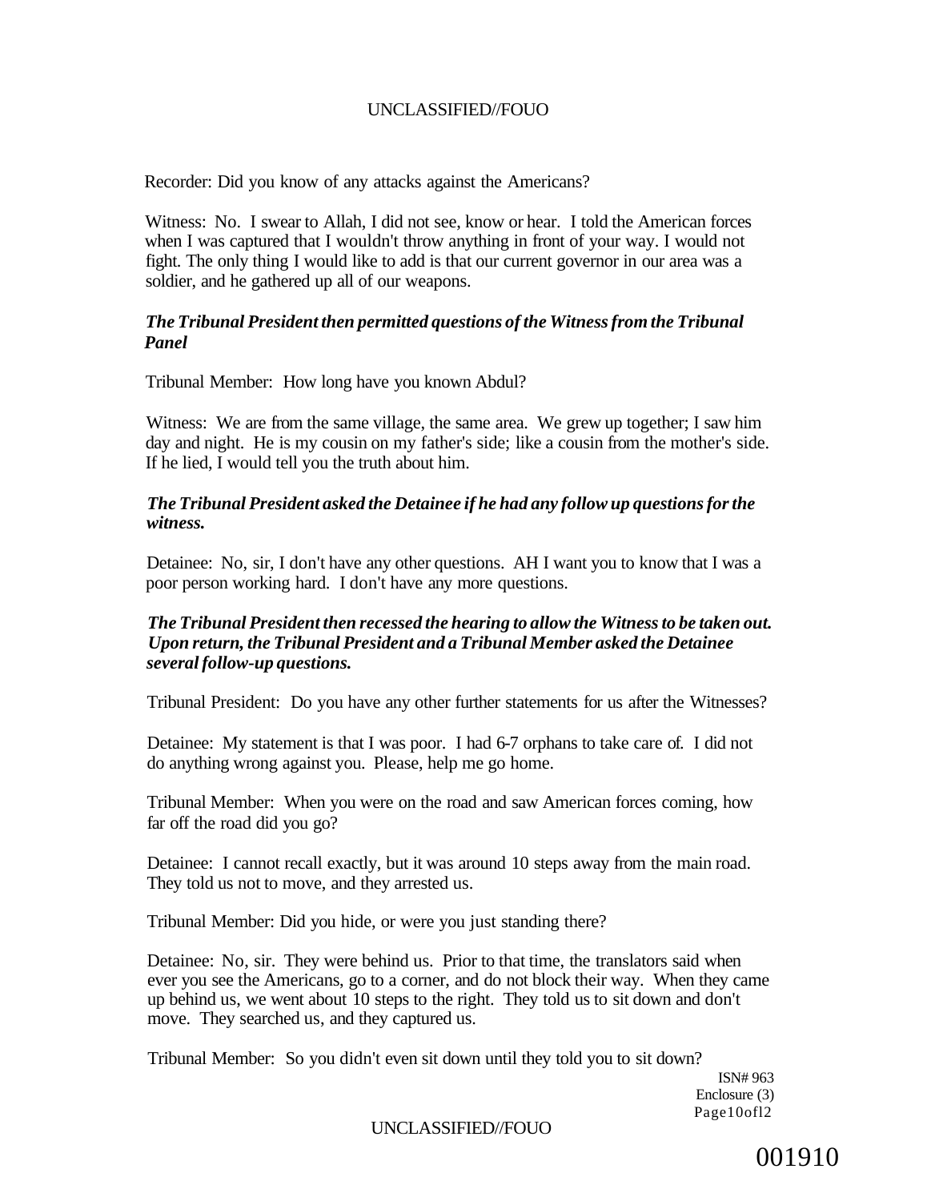Recorder: Did you know of any attacks against the Americans?

Witness: No. I swear to Allah, I did not see, know or hear. I told the American forces when I was captured that I wouldn't throw anything in front of your way. I would not fight. The only thing I would like to add is that our current governor in our area was a soldier, and he gathered up all of our weapons.

***The Tribunal President then permitted questions of the Witness from the Tribunal Panel***

Tribunal Member: How long have you known Abdul?

Witness: We are from the same village, the same area. We grew up together; I saw him day and night. He is my cousin on my father's side; like a cousin from the mother's side. If he lied, I would tell you the truth about him.

***The Tribunal President asked the Detainee if he had any follow up questions for the witness.***

Detainee: No, sir, I don't have any other questions. AH I want you to know that I was a poor person working hard. I don't have any more questions.

***The Tribunal President then recessed the hearing to allow the Witness to be taken out. Upon return, the Tribunal President and a Tribunal Member asked the Detainee several follow-up questions.***

Tribunal President: Do you have any other further statements for us after the Witnesses?

Detainee: My statement is that I was poor. I had 6-7 orphans to take care of. I did not do anything wrong against you. Please, help me go home.

Tribunal Member: When you were on the road and saw American forces coming, how far off the road did you go?

Detainee: I cannot recall exactly, but it was around 10 steps away from the main road. They told us not to move, and they arrested us.

Tribunal Member: Did you hide, or were you just standing there?

Detainee: No, sir. They were behind us. Prior to that time, the translators said when ever you see the Americans, go to a corner, and do not block their way. When they came up behind us, we went about 10 steps to the right. They told us to sit down and don't move. They searched us, and they captured us.

Tribunal Member: So you didn't even sit down until they told you to sit down?

ISN# 963
Enclosure (3)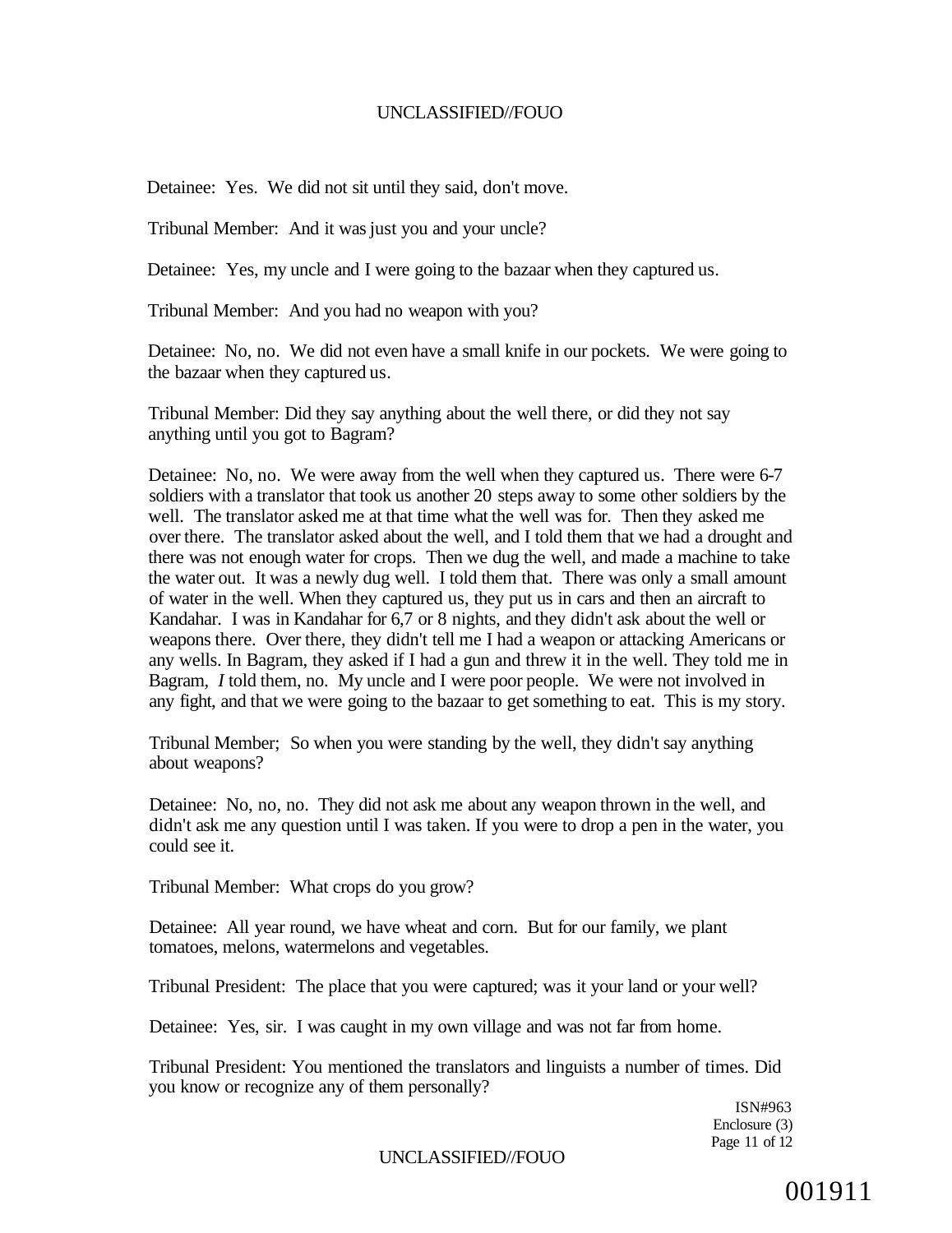Detainee: Yes. We did not sit until they said, don't move.

Tribunal Member: And it was just you and your uncle?

Detainee: Yes, my uncle and I were going to the bazaar when they captured us.

Tribunal Member: And you had no weapon with you?

Detainee: No, no. We did not even have a small knife in our pockets. We were going to the bazaar when they captured us.

Tribunal Member: Did they say anything about the well there, or did they not say anything until you got to Bagram?

Detainee: No, no. We were away from the well when they captured us. There were 6-7 soldiers with a translator that took us another 20 steps away to some other soldiers by the well. The translator asked me at that time what the well was for. Then they asked me over there. The translator asked about the well, and I told them that we had a drought and there was not enough water for crops. Then we dug the well, and made a machine to take the water out. It was a newly dug well. I told them that. There was only a small amount of water in the well. When they captured us, they put us in cars and then an aircraft to Kandahar. I was in Kandahar for 6,7 or 8 nights, and they didn't ask about the well or weapons there. Over there, they didn't tell me I had a weapon or attacking Americans or any wells. In Bagram, they asked if I had a gun and threw it in the well. They told me in Bagram, *I* told them, no. My uncle and I were poor people. We were not involved in any fight, and that we were going to the bazaar to get something to eat. This is my story.

Tribunal Member; So when you were standing by the well, they didn't say anything about weapons?

Detainee: No, no, no. They did not ask me about any weapon thrown in the well, and didn't ask me any question until I was taken. If you were to drop a pen in the water, you could see it.

Tribunal Member: What crops do you grow?

Detainee: All year round, we have wheat and corn. But for our family, we plant tomatoes, melons, watermelons and vegetables.

Tribunal President: The place that you were captured; was it your land or your well?

Detainee: Yes, sir. I was caught in my own village and was not far from home.

Tribunal President: You mentioned the translators and linguists a number of times. Did you know or recognize any of them personally?

ISN#963
Enclosure (3)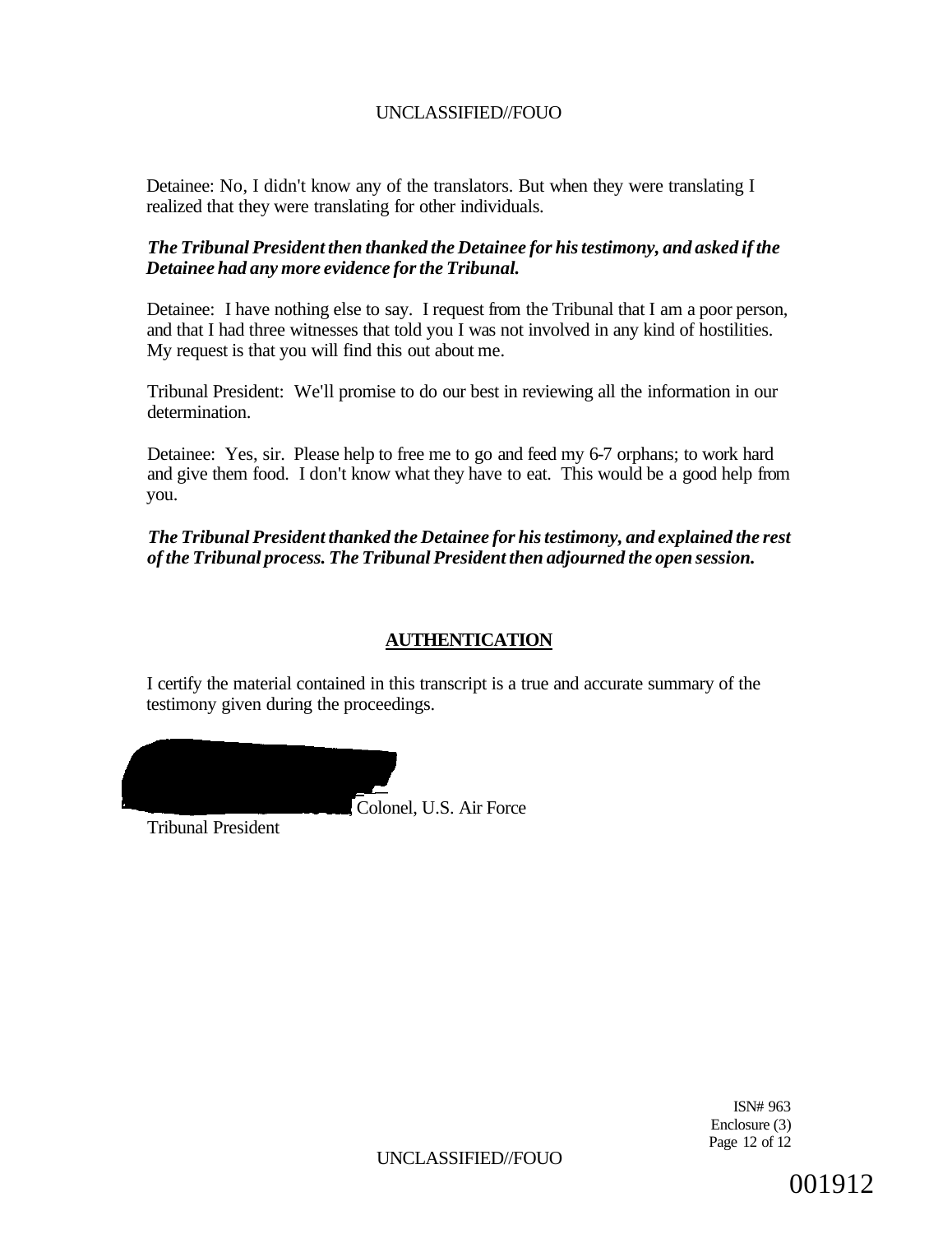Detainee: No, I didn't know any of the translators. But when they were translating I realized that they were translating for other individuals.

***The Tribunal President then thanked the Detainee for his testimony, and asked if the Detainee had any more evidence for the Tribunal.***

Detainee: I have nothing else to say. I request from the Tribunal that I am a poor person, and that I had three witnesses that told you I was not involved in any kind of hostilities. My request is that you will find this out about me.

Tribunal President: We'll promise to do our best in reviewing all the information in our determination.

Detainee: Yes, sir. Please help to free me to go and feed my 6-7 orphans; to work hard and give them food. I don't know what they have to eat. This would be a good help from you.

***The Tribunal President thanked the Detainee for his testimony, and explained the rest of the Tribunal process. The Tribunal President then adjourned the open session.***

## AUTHENTICATION

I certify the material contained in this transcript is a true and accurate summary of the testimony given during the proceedings.

[REDACTED], Colonel, U.S. Air Force
Tribunal President

ISN# 963
Enclosure (3)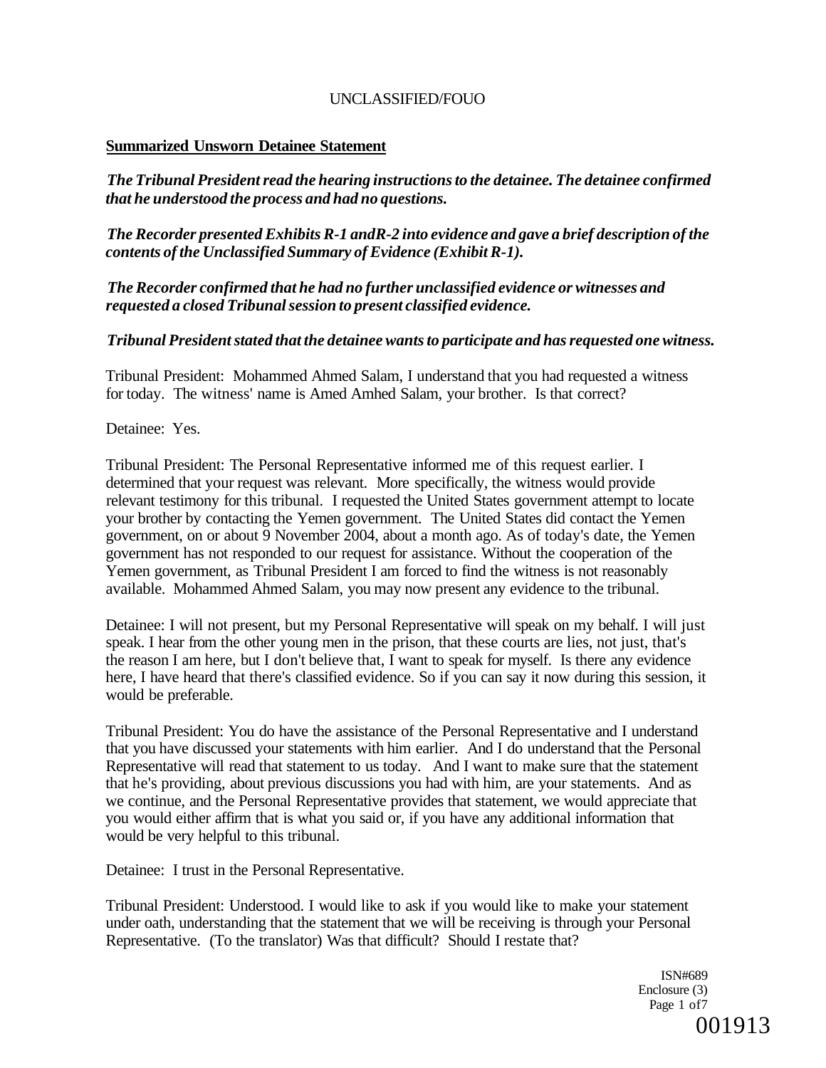UNCLASSIFIED/FOUO

**Summarized Unsworn Detainee Statement**

***The Tribunal President read the hearing instructions to the detainee. The detainee confirmed that he understood the process and had no questions.***

***The Recorder presented Exhibits R-1 andR-2 into evidence and gave a brief description of the contents of the Unclassified Summary of Evidence (Exhibit R-1).***

***The Recorder confirmed that he had no further unclassified evidence or witnesses and requested a closed Tribunal session to present classified evidence.***

***Tribunal President stated that the detainee wants to participate and has requested one witness.***

Tribunal President: Mohammed Ahmed Salam, I understand that you had requested a witness for today. The witness' name is Amed Amhed Salam, your brother. Is that correct?

Detainee: Yes.

Tribunal President: The Personal Representative informed me of this request earlier. I determined that your request was relevant. More specifically, the witness would provide relevant testimony for this tribunal. I requested the United States government attempt to locate your brother by contacting the Yemen government. The United States did contact the Yemen government, on or about 9 November 2004, about a month ago. As of today's date, the Yemen government has not responded to our request for assistance. Without the cooperation of the Yemen government, as Tribunal President I am forced to find the witness is not reasonably available. Mohammed Ahmed Salam, you may now present any evidence to the tribunal.

Detainee: I will not present, but my Personal Representative will speak on my behalf. I will just speak. I hear from the other young men in the prison, that these courts are lies, not just, that's the reason I am here, but I don't believe that, I want to speak for myself. Is there any evidence here, I have heard that there's classified evidence. So if you can say it now during this session, it would be preferable.

Tribunal President: You do have the assistance of the Personal Representative and I understand that you have discussed your statements with him earlier. And I do understand that the Personal Representative will read that statement to us today. And I want to make sure that the statement that he's providing, about previous discussions you had with him, are your statements. And as we continue, and the Personal Representative provides that statement, we would appreciate that you would either affirm that is what you said or, if you have any additional information that would be very helpful to this tribunal.

Detainee: I trust in the Personal Representative.

Tribunal President: Understood. I would like to ask if you would like to make your statement under oath, understanding that the statement that we will be receiving is through your Personal Representative. (To the translator) Was that difficult? Should I restate that?

ISN#689
Enclosure (3)

001913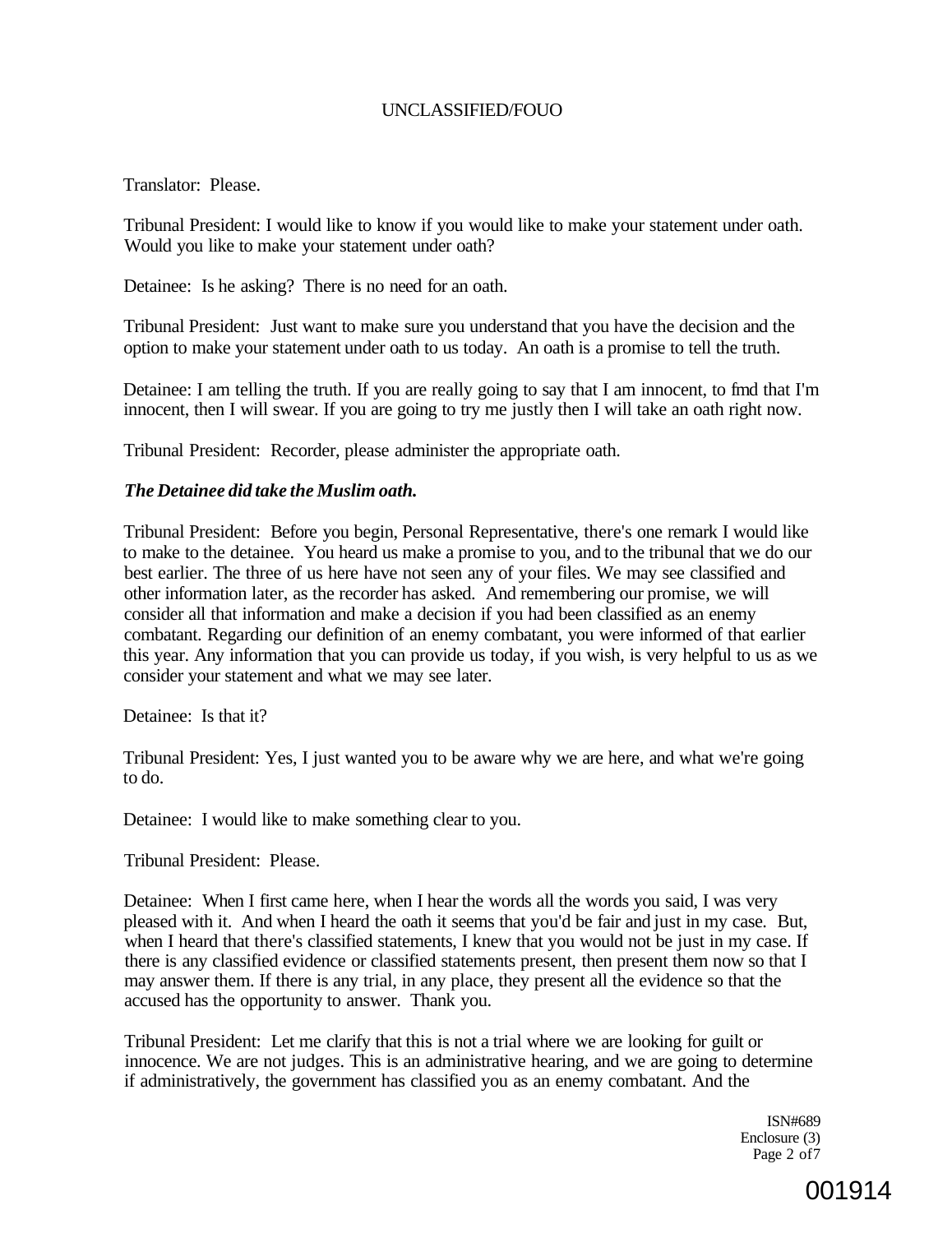Translator: Please.

Tribunal President: I would like to know if you would like to make your statement under oath. Would you like to make your statement under oath?

Detainee: Is he asking? There is no need for an oath.

Tribunal President: Just want to make sure you understand that you have the decision and the option to make your statement under oath to us today. An oath is a promise to tell the truth.

Detainee: I am telling the truth. If you are really going to say that I am innocent, to fmd that I'm innocent, then I will swear. If you are going to try me justly then I will take an oath right now.

Tribunal President: Recorder, please administer the appropriate oath.

***The Detainee did take the Muslim oath.***

Tribunal President: Before you begin, Personal Representative, there's one remark I would like to make to the detainee. You heard us make a promise to you, and to the tribunal that we do our best earlier. The three of us here have not seen any of your files. We may see classified and other information later, as the recorder has asked. And remembering our promise, we will consider all that information and make a decision if you had been classified as an enemy combatant. Regarding our definition of an enemy combatant, you were informed of that earlier this year. Any information that you can provide us today, if you wish, is very helpful to us as we consider your statement and what we may see later.

Detainee: Is that it?

Tribunal President: Yes, I just wanted you to be aware why we are here, and what we're going to do.

Detainee: I would like to make something clear to you.

Tribunal President: Please.

Detainee: When I first came here, when I hear the words all the words you said, I was very pleased with it. And when I heard the oath it seems that you'd be fair and just in my case. But, when I heard that there's classified statements, I knew that you would not be just in my case. If there is any classified evidence or classified statements present, then present them now so that I may answer them. If there is any trial, in any place, they present all the evidence so that the accused has the opportunity to answer. Thank you.

Tribunal President: Let me clarify that this is not a trial where we are looking for guilt or innocence. We are not judges. This is an administrative hearing, and we are going to determine if administratively, the government has classified you as an enemy combatant. And the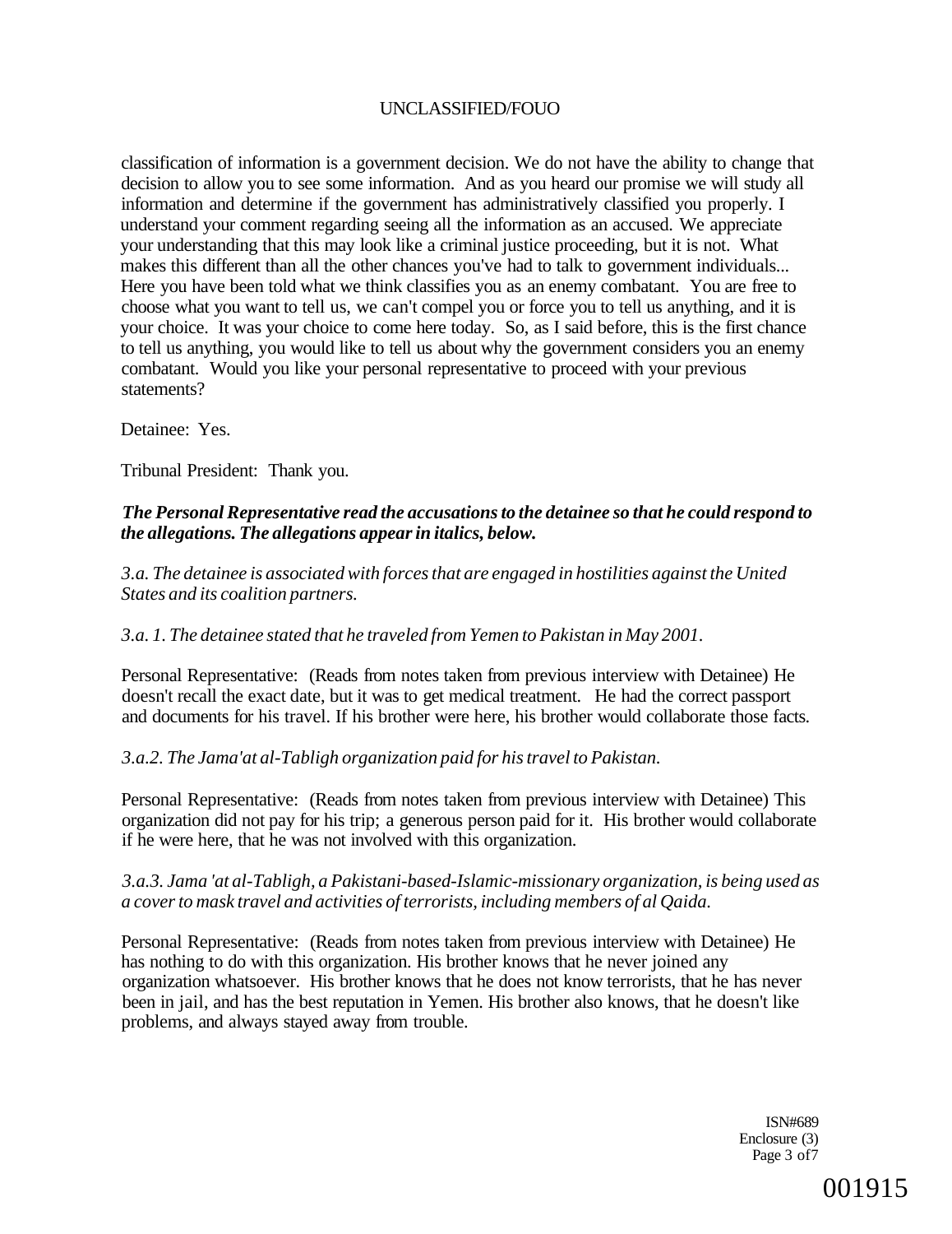classification of information is a government decision. We do not have the ability to change that decision to allow you to see some information. And as you heard our promise we will study all information and determine if the government has administratively classified you properly. I understand your comment regarding seeing all the information as an accused. We appreciate your understanding that this may look like a criminal justice proceeding, but it is not. What makes this different than all the other chances you've had to talk to government individuals... Here you have been told what we think classifies you as an enemy combatant. You are free to choose what you want to tell us, we can't compel you or force you to tell us anything, and it is your choice. It was your choice to come here today. So, as I said before, this is the first chance to tell us anything, you would like to tell us about why the government considers you an enemy combatant. Would you like your personal representative to proceed with your previous statements?

Detainee: Yes.

Tribunal President: Thank you.

***The Personal Representative read the accusations to the detainee so that he could respond to the allegations. The allegations appear in italics, below.***

*3.a. The detainee is associated with forces that are engaged in hostilities against the United States and its coalition partners.*

*3.a. 1. The detainee stated that he traveled from Yemen to Pakistan in May 2001.*

Personal Representative: (Reads from notes taken from previous interview with Detainee) He doesn't recall the exact date, but it was to get medical treatment. He had the correct passport and documents for his travel. If his brother were here, his brother would collaborate those facts.

*3.a.2. The Jama'at al-Tabligh organization paid for his travel to Pakistan.*

Personal Representative: (Reads from notes taken from previous interview with Detainee) This organization did not pay for his trip; a generous person paid for it. His brother would collaborate if he were here, that he was not involved with this organization.

*3.a.3. Jama 'at al-Tabligh, a Pakistani-based-Islamic-missionary organization, is being used as a cover to mask travel and activities of terrorists, including members of al Qaida.*

Personal Representative: (Reads from notes taken from previous interview with Detainee) He has nothing to do with this organization. His brother knows that he never joined any organization whatsoever. His brother knows that he does not know terrorists, that he has never been in jail, and has the best reputation in Yemen. His brother also knows, that he doesn't like problems, and always stayed away from trouble.

ISN#689
Enclosure (3)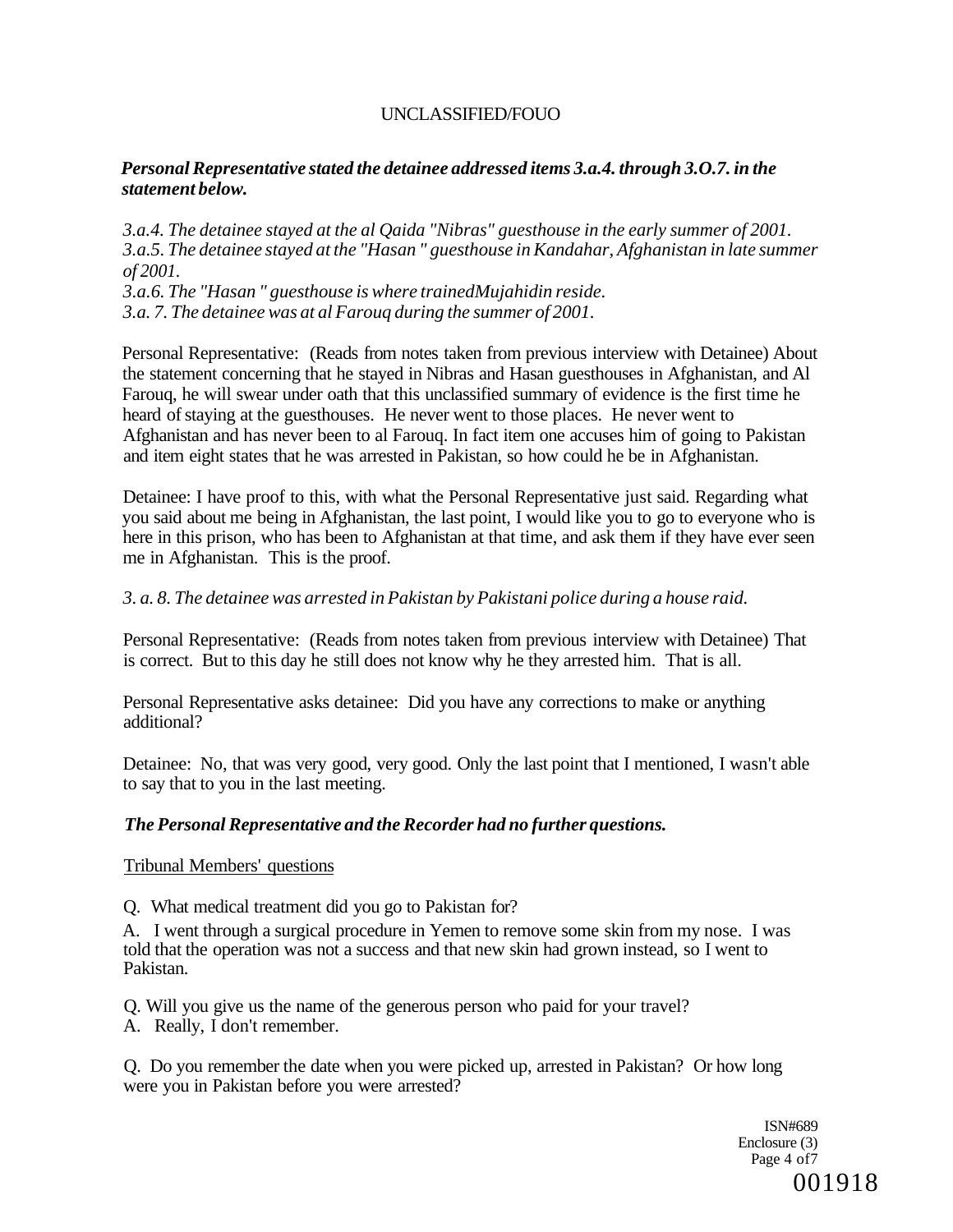***Personal Representative stated the detainee addressed items 3.a.4. through 3.O.7. in the statement below.***

*3.a.4. The detainee stayed at the al Qaida "Nibras" guesthouse in the early summer of 2001.*
*3.a.5. The detainee stayed at the "Hasan " guesthouse in Kandahar, Afghanistan in late summer of 2001.*
*3.a.6. The "Hasan " guesthouse is where trainedMujahidin reside.*
*3.a. 7. The detainee was at al Farouq during the summer of 2001.*

Personal Representative: (Reads from notes taken from previous interview with Detainee) About the statement concerning that he stayed in Nibras and Hasan guesthouses in Afghanistan, and Al Farouq, he will swear under oath that this unclassified summary of evidence is the first time he heard of staying at the guesthouses. He never went to those places. He never went to Afghanistan and has never been to al Farouq. In fact item one accuses him of going to Pakistan and item eight states that he was arrested in Pakistan, so how could he be in Afghanistan.

Detainee: I have proof to this, with what the Personal Representative just said. Regarding what you said about me being in Afghanistan, the last point, I would like you to go to everyone who is here in this prison, who has been to Afghanistan at that time, and ask them if they have ever seen me in Afghanistan. This is the proof.

*3. a. 8. The detainee was arrested in Pakistan by Pakistani police during a house raid.*

Personal Representative: (Reads from notes taken from previous interview with Detainee) That is correct. But to this day he still does not know why he they arrested him. That is all.

Personal Representative asks detainee: Did you have any corrections to make or anything additional?

Detainee: No, that was very good, very good. Only the last point that I mentioned, I wasn't able to say that to you in the last meeting.

***The Personal Representative and the Recorder had no further questions.***

Tribunal Members' questions

Q. What medical treatment did you go to Pakistan for?

A. I went through a surgical procedure in Yemen to remove some skin from my nose. I was told that the operation was not a success and that new skin had grown instead, so I went to Pakistan.

Q. Will you give us the name of the generous person who paid for your travel?
A. Really, I don't remember.

Q. Do you remember the date when you were picked up, arrested in Pakistan? Or how long were you in Pakistan before you were arrested?

ISN#689
Enclosure (3)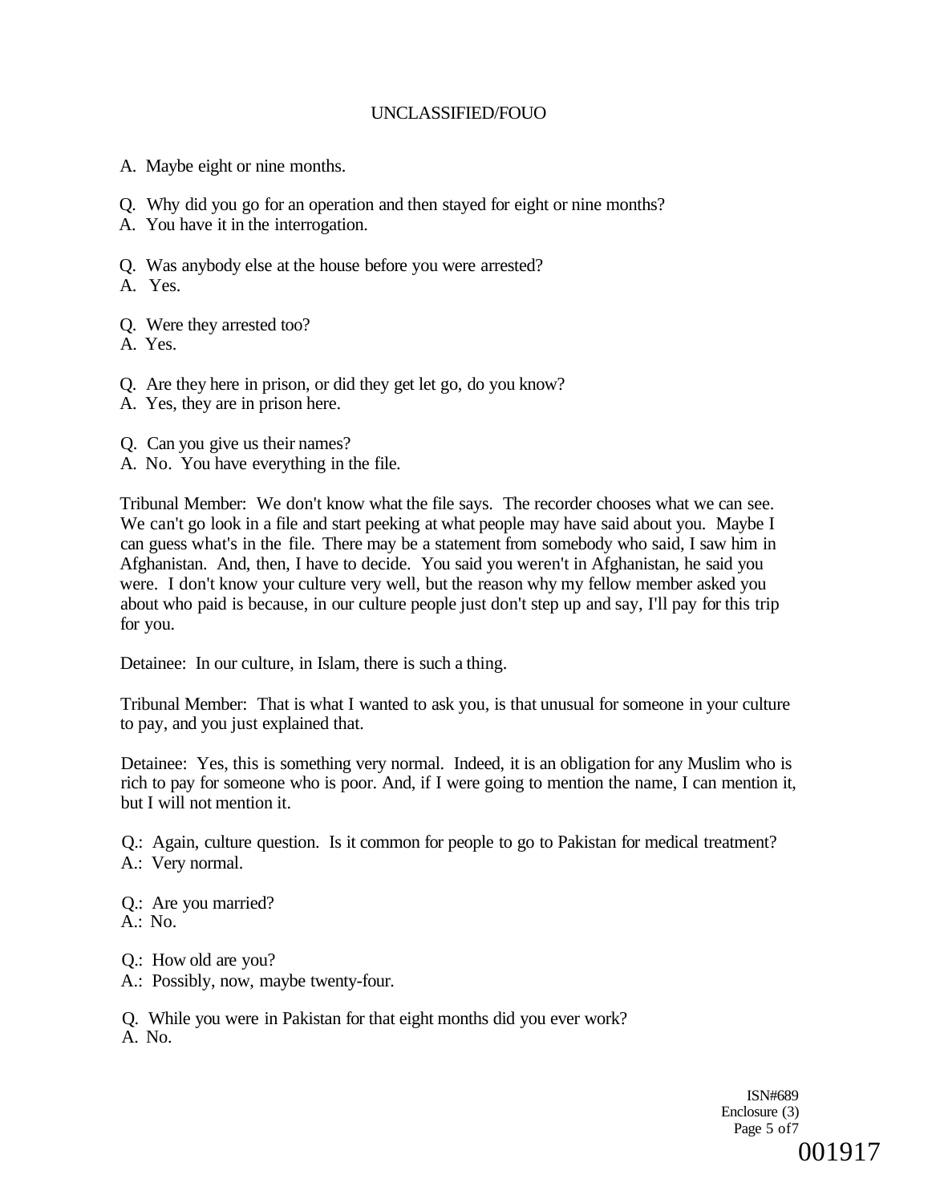A. Maybe eight or nine months.

Q. Why did you go for an operation and then stayed for eight or nine months?
A. You have it in the interrogation.

Q. Was anybody else at the house before you were arrested?
A. Yes.

Q. Were they arrested too?
A. Yes.

Q. Are they here in prison, or did they get let go, do you know?
A. Yes, they are in prison here.

Q. Can you give us their names?
A. No. You have everything in the file.

Tribunal Member: We don't know what the file says. The recorder chooses what we can see. We can't go look in a file and start peeking at what people may have said about you. Maybe I can guess what's in the file. There may be a statement from somebody who said, I saw him in Afghanistan. And, then, I have to decide. You said you weren't in Afghanistan, he said you were. I don't know your culture very well, but the reason why my fellow member asked you about who paid is because, in our culture people just don't step up and say, I'll pay for this trip for you.

Detainee: In our culture, in Islam, there is such a thing.

Tribunal Member: That is what I wanted to ask you, is that unusual for someone in your culture to pay, and you just explained that.

Detainee: Yes, this is something very normal. Indeed, it is an obligation for any Muslim who is rich to pay for someone who is poor. And, if I were going to mention the name, I can mention it, but I will not mention it.

Q.: Again, culture question. Is it common for people to go to Pakistan for medical treatment?
A.: Very normal.

Q.: Are you married?
A.: No.

Q.: How old are you?
A.: Possibly, now, maybe twenty-four.

Q. While you were in Pakistan for that eight months did you ever work?
A. No.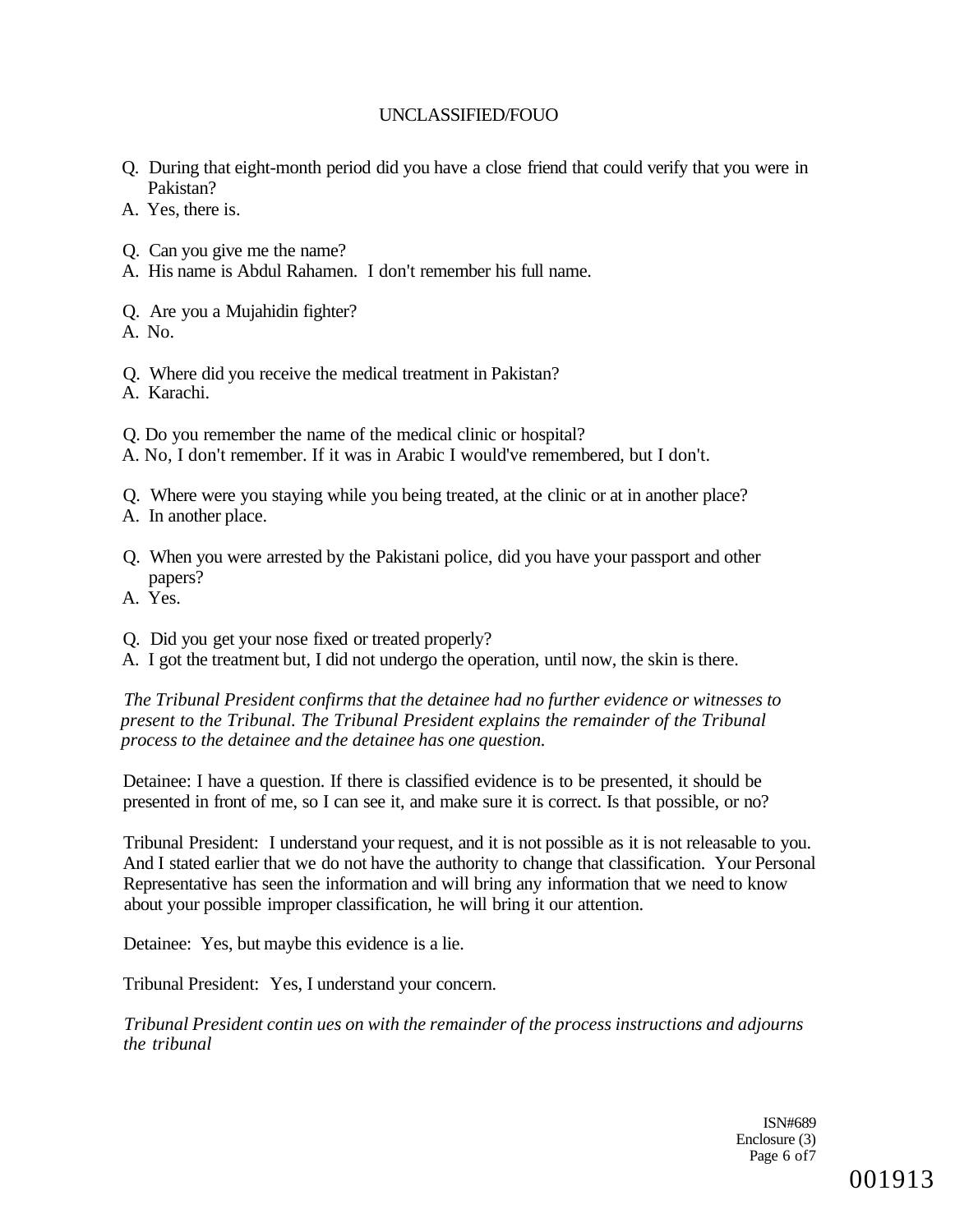Q. During that eight-month period did you have a close friend that could verify that you were in Pakistan?
A. Yes, there is.

Q. Can you give me the name?
A. His name is Abdul Rahamen. I don't remember his full name.

Q. Are you a Mujahidin fighter?
A. No.

Q. Where did you receive the medical treatment in Pakistan?
A. Karachi.

Q. Do you remember the name of the medical clinic or hospital?
A. No, I don't remember. If it was in Arabic I would've remembered, but I don't.

Q. Where were you staying while you being treated, at the clinic or at in another place?
A. In another place.

Q. When you were arrested by the Pakistani police, did you have your passport and other papers?
A. Yes.

Q. Did you get your nose fixed or treated properly?
A. I got the treatment but, I did not undergo the operation, until now, the skin is there.

*The Tribunal President confirms that the detainee had no further evidence or witnesses to present to the Tribunal. The Tribunal President explains the remainder of the Tribunal process to the detainee and the detainee has one question.*

Detainee: I have a question. If there is classified evidence is to be presented, it should be presented in front of me, so I can see it, and make sure it is correct. Is that possible, or no?

Tribunal President: I understand your request, and it is not possible as it is not releasable to you. And I stated earlier that we do not have the authority to change that classification. Your Personal Representative has seen the information and will bring any information that we need to know about your possible improper classification, he will bring it our attention.

Detainee: Yes, but maybe this evidence is a lie.

Tribunal President: Yes, I understand your concern.

*Tribunal President contin ues on with the remainder of the process instructions and adjourns the tribunal*

ISN#689
Enclosure (3)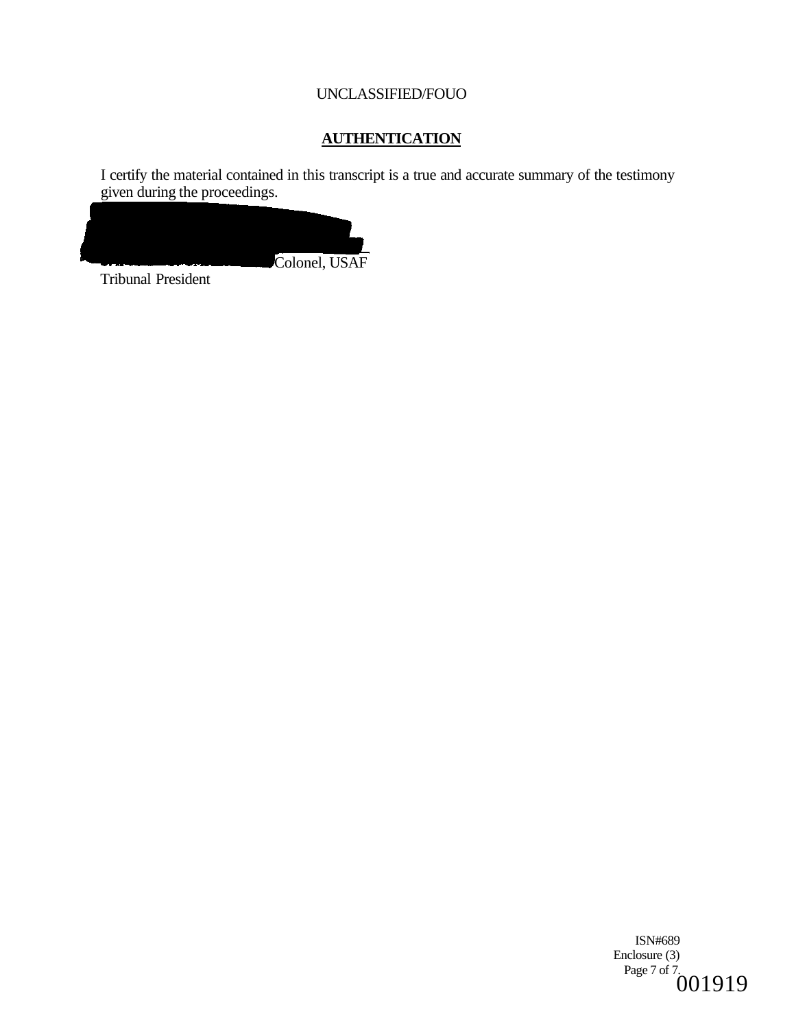UNCLASSIFIED/FOUO

## AUTHENTICATION

I certify the material contained in this transcript is a true and accurate summary of the testimony given during the proceedings.

Colonel, USAF
Tribunal President

ISN#689
Enclosure (3)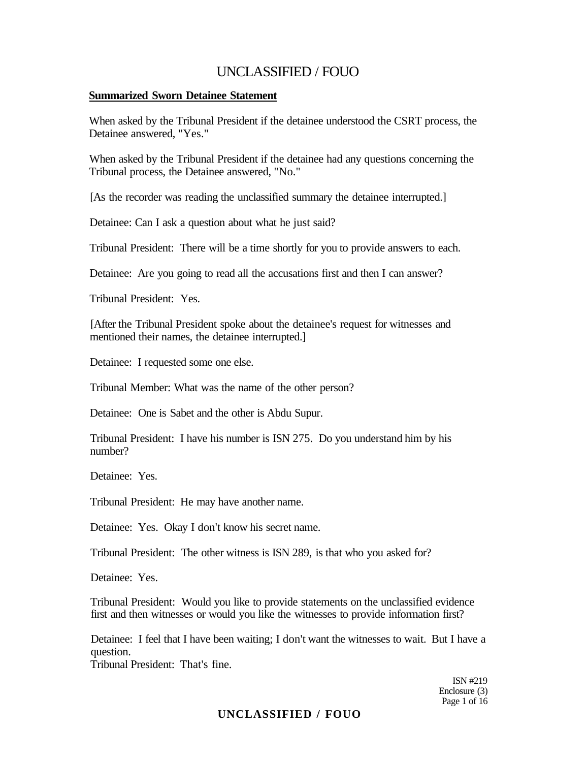## Summarized Sworn Detainee Statement

When asked by the Tribunal President if the detainee understood the CSRT process, the Detainee answered, "Yes."

When asked by the Tribunal President if the detainee had any questions concerning the Tribunal process, the Detainee answered, "No."

[As the recorder was reading the unclassified summary the detainee interrupted.]

Detainee: Can I ask a question about what he just said?

Tribunal President: There will be a time shortly for you to provide answers to each.

Detainee: Are you going to read all the accusations first and then I can answer?

Tribunal President: Yes.

[After the Tribunal President spoke about the detainee's request for witnesses and mentioned their names, the detainee interrupted.]

Detainee: I requested some one else.

Tribunal Member: What was the name of the other person?

Detainee: One is Sabet and the other is Abdu Supur.

Tribunal President: I have his number is ISN 275. Do you understand him by his number?

Detainee: Yes.

Tribunal President: He may have another name.

Detainee: Yes. Okay I don't know his secret name.

Tribunal President: The other witness is ISN 289, is that who you asked for?

Detainee: Yes.

Tribunal President: Would you like to provide statements on the unclassified evidence first and then witnesses or would you like the witnesses to provide information first?

Detainee: I feel that I have been waiting; I don't want the witnesses to wait. But I have a question.

Tribunal President: That's fine.

ISN #219
Enclosure (3)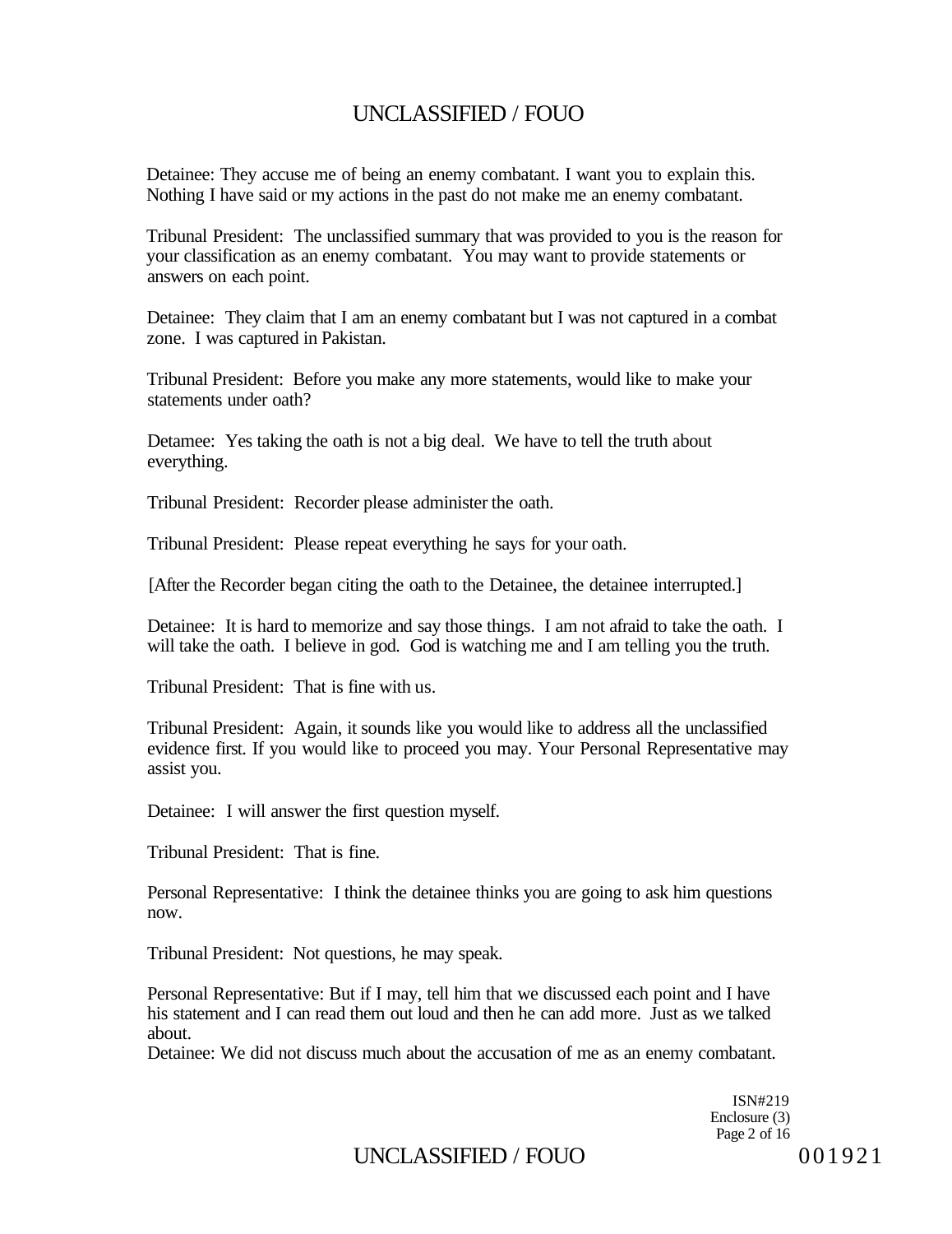Detainee: They accuse me of being an enemy combatant. I want you to explain this. Nothing I have said or my actions in the past do not make me an enemy combatant.

Tribunal President: The unclassified summary that was provided to you is the reason for your classification as an enemy combatant. You may want to provide statements or answers on each point.

Detainee: They claim that I am an enemy combatant but I was not captured in a combat zone. I was captured in Pakistan.

Tribunal President: Before you make any more statements, would like to make your statements under oath?

Detamee: Yes taking the oath is not a big deal. We have to tell the truth about everything.

Tribunal President: Recorder please administer the oath.

Tribunal President: Please repeat everything he says for your oath.

[After the Recorder began citing the oath to the Detainee, the detainee interrupted.]

Detainee: It is hard to memorize and say those things. I am not afraid to take the oath. I will take the oath. I believe in god. God is watching me and I am telling you the truth.

Tribunal President: That is fine with us.

Tribunal President: Again, it sounds like you would like to address all the unclassified evidence first. If you would like to proceed you may. Your Personal Representative may assist you.

Detainee: I will answer the first question myself.

Tribunal President: That is fine.

Personal Representative: I think the detainee thinks you are going to ask him questions now.

Tribunal President: Not questions, he may speak.

Personal Representative: But if I may, tell him that we discussed each point and I have his statement and I can read them out loud and then he can add more. Just as we talked about.

Detainee: We did not discuss much about the accusation of me as an enemy combatant.

ISN#219
Enclosure (3)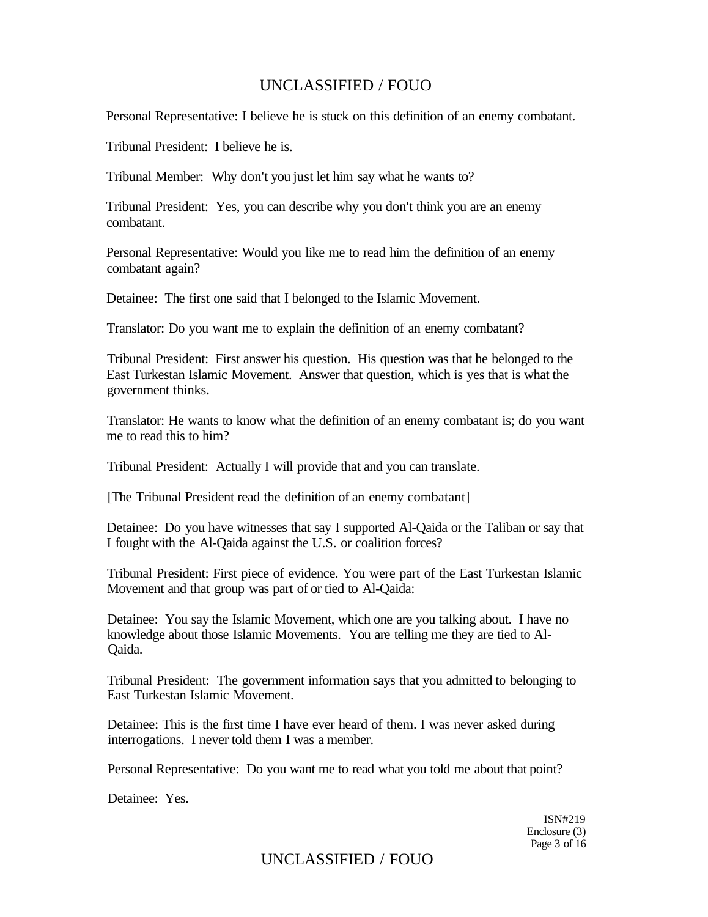Personal Representative: I believe he is stuck on this definition of an enemy combatant.

Tribunal President: I believe he is.

Tribunal Member: Why don't you just let him say what he wants to?

Tribunal President: Yes, you can describe why you don't think you are an enemy combatant.

Personal Representative: Would you like me to read him the definition of an enemy combatant again?

Detainee: The first one said that I belonged to the Islamic Movement.

Translator: Do you want me to explain the definition of an enemy combatant?

Tribunal President: First answer his question. His question was that he belonged to the East Turkestan Islamic Movement. Answer that question, which is yes that is what the government thinks.

Translator: He wants to know what the definition of an enemy combatant is; do you want me to read this to him?

Tribunal President: Actually I will provide that and you can translate.

[The Tribunal President read the definition of an enemy combatant]

Detainee: Do you have witnesses that say I supported Al-Qaida or the Taliban or say that I fought with the Al-Qaida against the U.S. or coalition forces?

Tribunal President: First piece of evidence. You were part of the East Turkestan Islamic Movement and that group was part of or tied to Al-Qaida:

Detainee: You say the Islamic Movement, which one are you talking about. I have no knowledge about those Islamic Movements. You are telling me they are tied to Al-Qaida.

Tribunal President: The government information says that you admitted to belonging to East Turkestan Islamic Movement.

Detainee: This is the first time I have ever heard of them. I was never asked during interrogations. I never told them I was a member.

Personal Representative: Do you want me to read what you told me about that point?

Detainee: Yes.

ISN#219
Enclosure (3)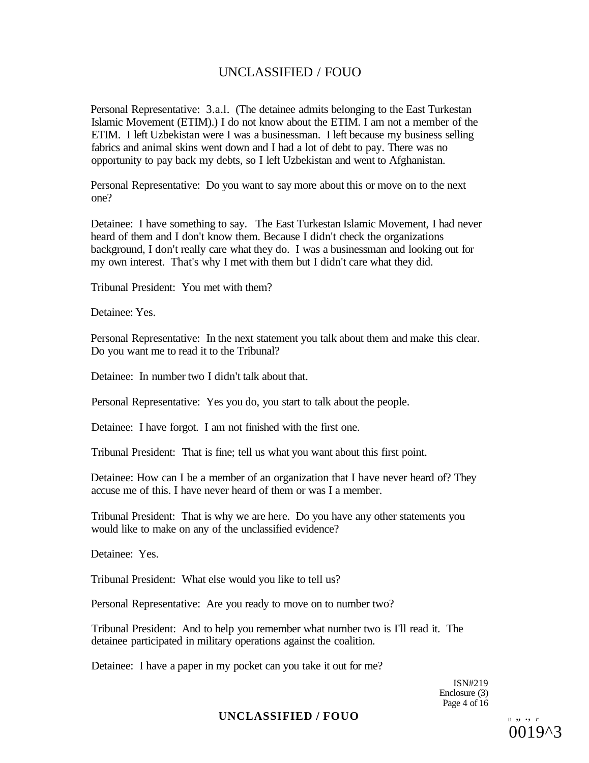Personal Representative: 3.a.l. (The detainee admits belonging to the East Turkestan Islamic Movement (ETIM).) I do not know about the ETIM. I am not a member of the ETIM. I left Uzbekistan were I was a businessman. I left because my business selling fabrics and animal skins went down and I had a lot of debt to pay. There was no opportunity to pay back my debts, so I left Uzbekistan and went to Afghanistan.

Personal Representative: Do you want to say more about this or move on to the next one?

Detainee: I have something to say. The East Turkestan Islamic Movement, I had never heard of them and I don't know them. Because I didn't check the organizations background, I don't really care what they do. I was a businessman and looking out for my own interest. That's why I met with them but I didn't care what they did.

Tribunal President: You met with them?

Detainee: Yes.

Personal Representative: In the next statement you talk about them and make this clear. Do you want me to read it to the Tribunal?

Detainee: In number two I didn't talk about that.

Personal Representative: Yes you do, you start to talk about the people.

Detainee: I have forgot. I am not finished with the first one.

Tribunal President: That is fine; tell us what you want about this first point.

Detainee: How can I be a member of an organization that I have never heard of? They accuse me of this. I have never heard of them or was I a member.

Tribunal President: That is why we are here. Do you have any other statements you would like to make on any of the unclassified evidence?

Detainee: Yes.

Tribunal President: What else would you like to tell us?

Personal Representative: Are you ready to move on to number two?

Tribunal President: And to help you remember what number two is I'll read it. The detainee participated in military operations against the coalition.

Detainee: I have a paper in my pocket can you take it out for me?

ISN#219
Enclosure (3)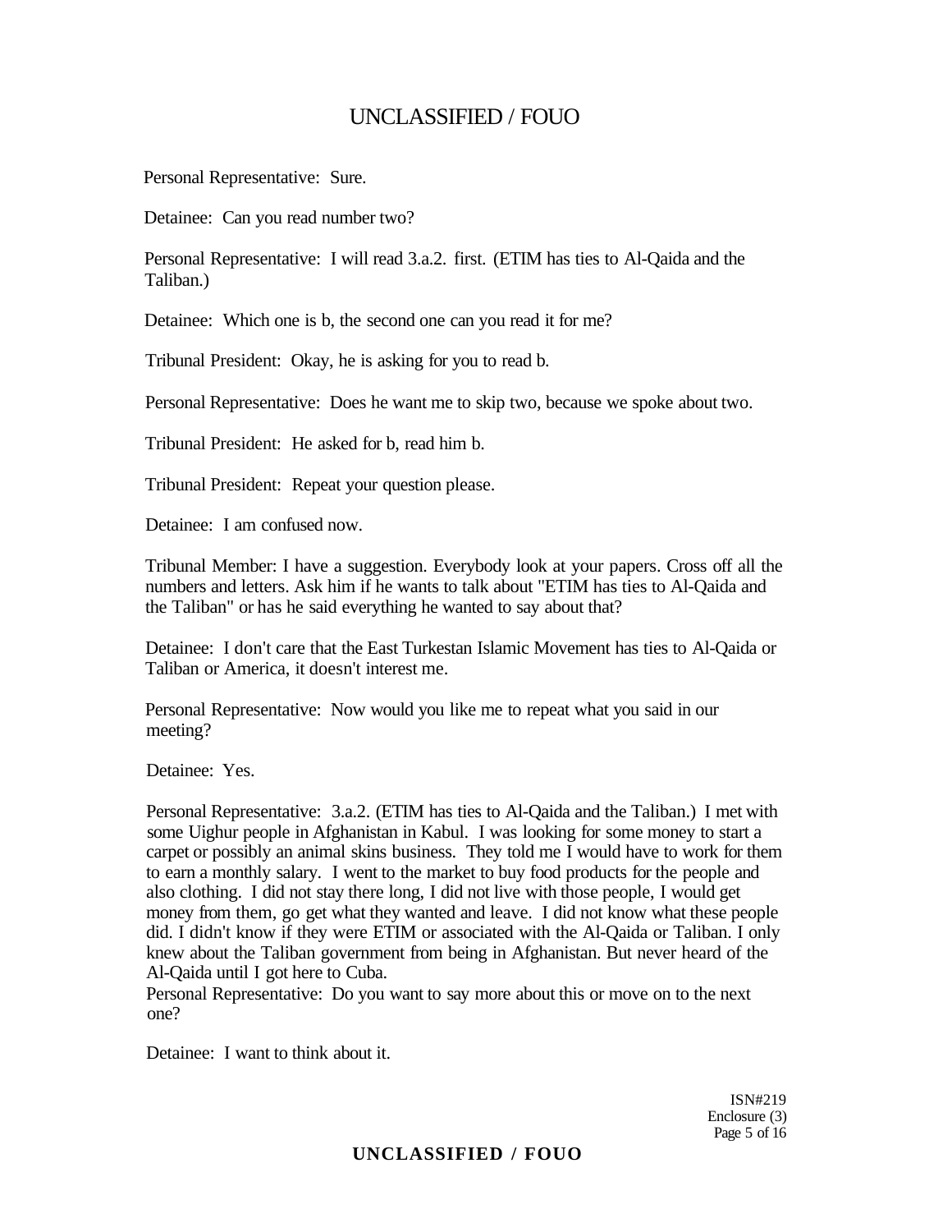Personal Representative: Sure.

Detainee: Can you read number two?

Personal Representative: I will read 3.a.2. first. (ETIM has ties to Al-Qaida and the Taliban.)

Detainee: Which one is b, the second one can you read it for me?

Tribunal President: Okay, he is asking for you to read b.

Personal Representative: Does he want me to skip two, because we spoke about two.

Tribunal President: He asked for b, read him b.

Tribunal President: Repeat your question please.

Detainee: I am confused now.

Tribunal Member: I have a suggestion. Everybody look at your papers. Cross off all the numbers and letters. Ask him if he wants to talk about "ETIM has ties to Al-Qaida and the Taliban" or has he said everything he wanted to say about that?

Detainee: I don't care that the East Turkestan Islamic Movement has ties to Al-Qaida or Taliban or America, it doesn't interest me.

Personal Representative: Now would you like me to repeat what you said in our meeting?

Detainee: Yes.

Personal Representative: 3.a.2. (ETIM has ties to Al-Qaida and the Taliban.) I met with some Uighur people in Afghanistan in Kabul. I was looking for some money to start a carpet or possibly an animal skins business. They told me I would have to work for them to earn a monthly salary. I went to the market to buy food products for the people and also clothing. I did not stay there long, I did not live with those people, I would get money from them, go get what they wanted and leave. I did not know what these people did. I didn't know if they were ETIM or associated with the Al-Qaida or Taliban. I only knew about the Taliban government from being in Afghanistan. But never heard of the Al-Qaida until I got here to Cuba.

Personal Representative: Do you want to say more about this or move on to the next one?

Detainee: I want to think about it.

ISN#219
Enclosure (3)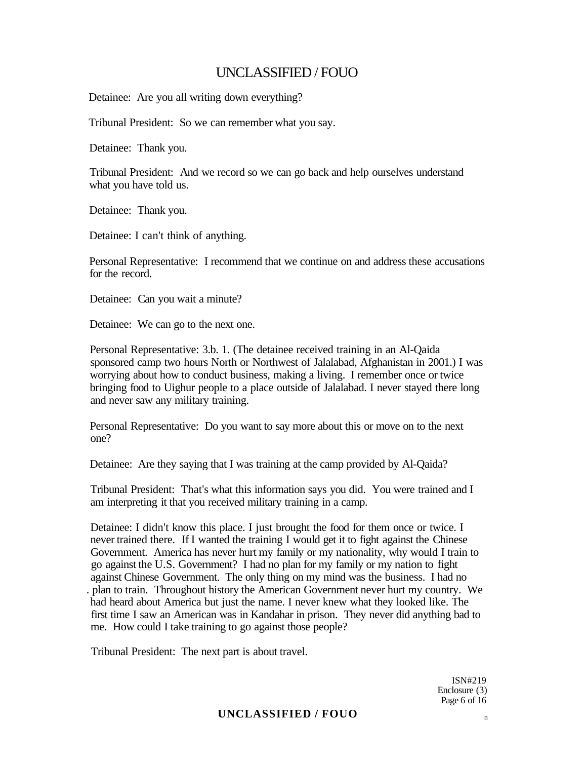Detainee: Are you all writing down everything?

Tribunal President: So we can remember what you say.

Detainee: Thank you.

Tribunal President: And we record so we can go back and help ourselves understand what you have told us.

Detainee: Thank you.

Detainee: I can't think of anything.

Personal Representative: I recommend that we continue on and address these accusations for the record.

Detainee: Can you wait a minute?

Detainee: We can go to the next one.

Personal Representative: 3.b. 1. (The detainee received training in an Al-Qaida sponsored camp two hours North or Northwest of Jalalabad, Afghanistan in 2001.) I was worrying about how to conduct business, making a living. I remember once or twice bringing food to Uighur people to a place outside of Jalalabad. I never stayed there long and never saw any military training.

Personal Representative: Do you want to say more about this or move on to the next one?

Detainee: Are they saying that I was training at the camp provided by Al-Qaida?

Tribunal President: That's what this information says you did. You were trained and I am interpreting it that you received military training in a camp.

Detainee: I didn't know this place. I just brought the food for them once or twice. I never trained there. If I wanted the training I would get it to fight against the Chinese Government. America has never hurt my family or my nationality, why would I train to go against the U.S. Government? I had no plan for my family or my nation to fight against Chinese Government. The only thing on my mind was the business. I had no plan to train. Throughout history the American Government never hurt my country. We had heard about America but just the name. I never knew what they looked like. The first time I saw an American was in Kandahar in prison. They never did anything bad to me. How could I take training to go against those people?

Tribunal President: The next part is about travel.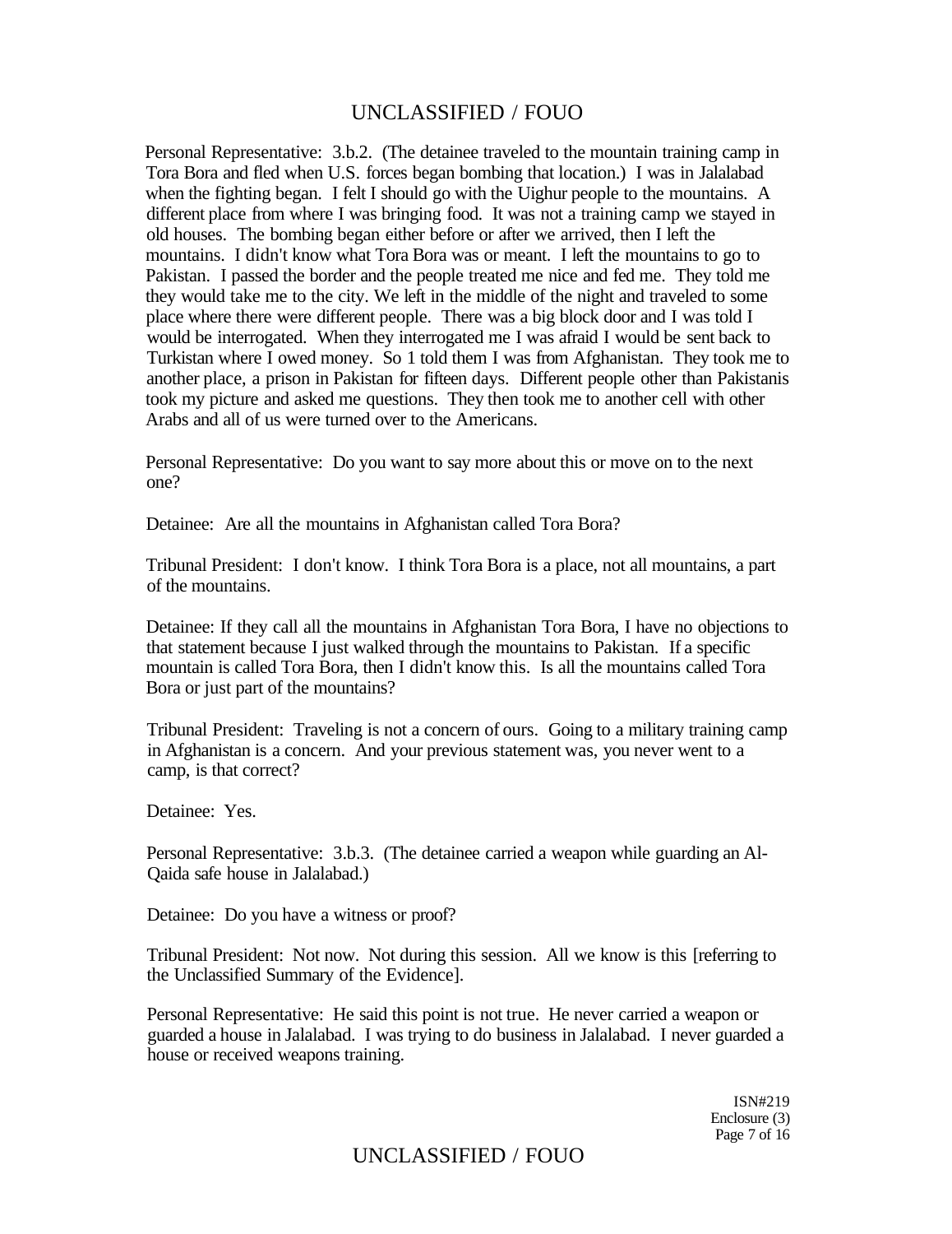Personal Representative: 3.b.2. (The detainee traveled to the mountain training camp in Tora Bora and fled when U.S. forces began bombing that location.) I was in Jalalabad when the fighting began. I felt I should go with the Uighur people to the mountains. A different place from where I was bringing food. It was not a training camp we stayed in old houses. The bombing began either before or after we arrived, then I left the mountains. I didn't know what Tora Bora was or meant. I left the mountains to go to Pakistan. I passed the border and the people treated me nice and fed me. They told me they would take me to the city. We left in the middle of the night and traveled to some place where there were different people. There was a big block door and I was told I would be interrogated. When they interrogated me I was afraid I would be sent back to Turkistan where I owed money. So 1 told them I was from Afghanistan. They took me to another place, a prison in Pakistan for fifteen days. Different people other than Pakistanis took my picture and asked me questions. They then took me to another cell with other Arabs and all of us were turned over to the Americans.

Personal Representative: Do you want to say more about this or move on to the next one?

Detainee: Are all the mountains in Afghanistan called Tora Bora?

Tribunal President: I don't know. I think Tora Bora is a place, not all mountains, a part of the mountains.

Detainee: If they call all the mountains in Afghanistan Tora Bora, I have no objections to that statement because I just walked through the mountains to Pakistan. If a specific mountain is called Tora Bora, then I didn't know this. Is all the mountains called Tora Bora or just part of the mountains?

Tribunal President: Traveling is not a concern of ours. Going to a military training camp in Afghanistan is a concern. And your previous statement was, you never went to a camp, is that correct?

Detainee: Yes.

Personal Representative: 3.b.3. (The detainee carried a weapon while guarding an Al-Qaida safe house in Jalalabad.)

Detainee: Do you have a witness or proof?

Tribunal President: Not now. Not during this session. All we know is this [referring to the Unclassified Summary of the Evidence].

Personal Representative: He said this point is not true. He never carried a weapon or guarded a house in Jalalabad. I was trying to do business in Jalalabad. I never guarded a house or received weapons training.

ISN#219
Enclosure (3)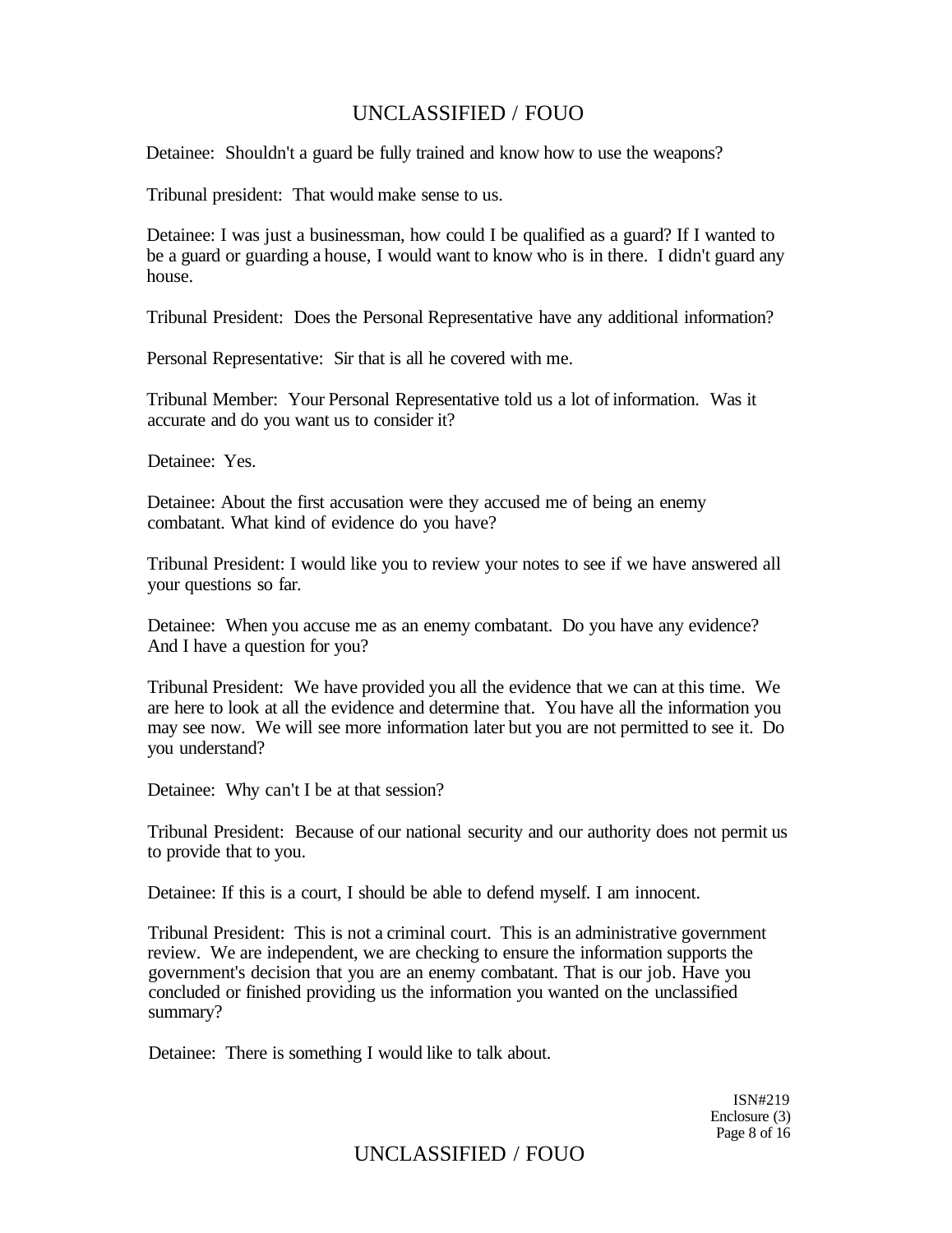Detainee: Shouldn't a guard be fully trained and know how to use the weapons?

Tribunal president: That would make sense to us.

Detainee: I was just a businessman, how could I be qualified as a guard? If I wanted to be a guard or guarding a house, I would want to know who is in there. I didn't guard any house.

Tribunal President: Does the Personal Representative have any additional information?

Personal Representative: Sir that is all he covered with me.

Tribunal Member: Your Personal Representative told us a lot of information. Was it accurate and do you want us to consider it?

Detainee: Yes.

Detainee: About the first accusation were they accused me of being an enemy combatant. What kind of evidence do you have?

Tribunal President: I would like you to review your notes to see if we have answered all your questions so far.

Detainee: When you accuse me as an enemy combatant. Do you have any evidence? And I have a question for you?

Tribunal President: We have provided you all the evidence that we can at this time. We are here to look at all the evidence and determine that. You have all the information you may see now. We will see more information later but you are not permitted to see it. Do you understand?

Detainee: Why can't I be at that session?

Tribunal President: Because of our national security and our authority does not permit us to provide that to you.

Detainee: If this is a court, I should be able to defend myself. I am innocent.

Tribunal President: This is not a criminal court. This is an administrative government review. We are independent, we are checking to ensure the information supports the government's decision that you are an enemy combatant. That is our job. Have you concluded or finished providing us the information you wanted on the unclassified summary?

Detainee: There is something I would like to talk about.

ISN#219
Enclosure (3)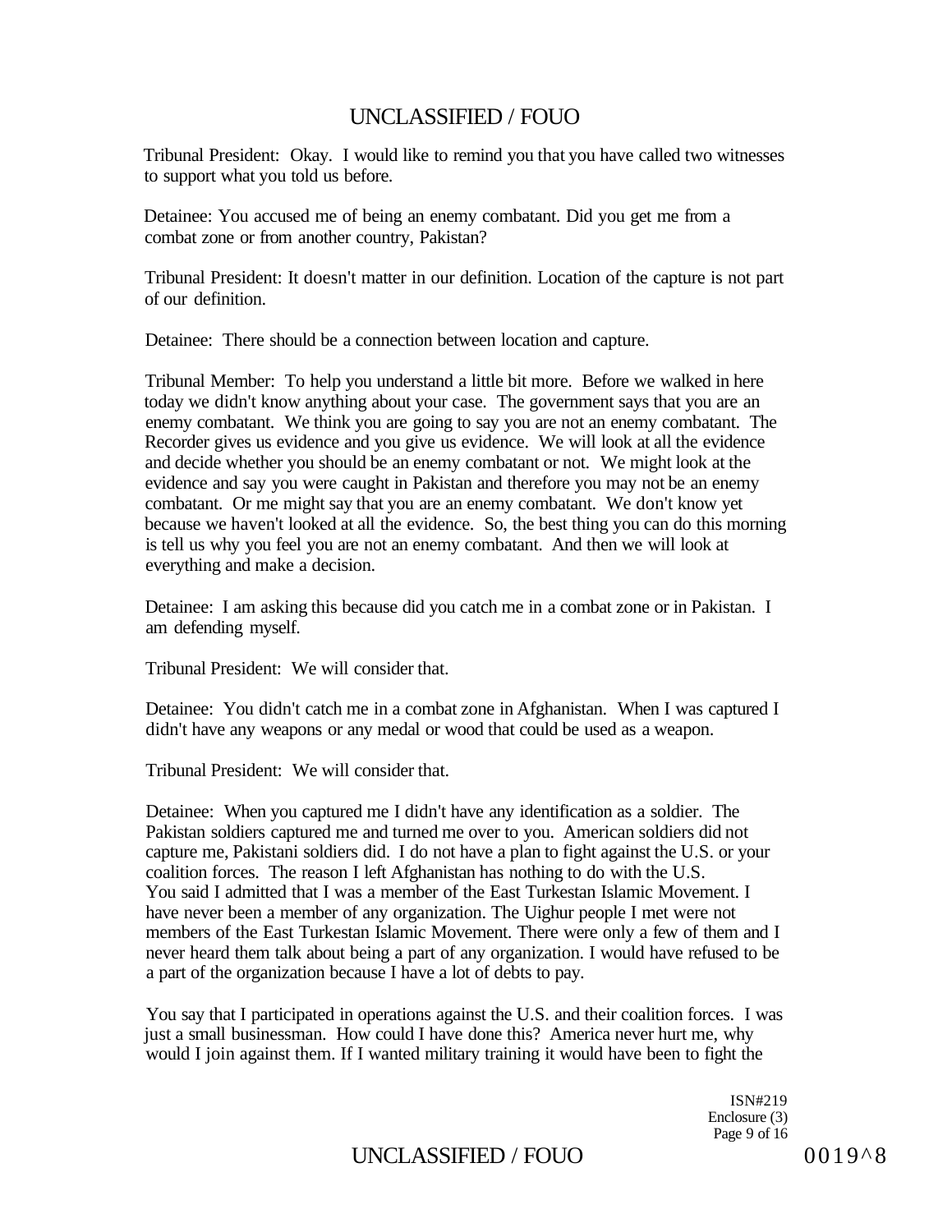Tribunal President: Okay. I would like to remind you that you have called two witnesses to support what you told us before.

Detainee: You accused me of being an enemy combatant. Did you get me from a combat zone or from another country, Pakistan?

Tribunal President: It doesn't matter in our definition. Location of the capture is not part of our definition.

Detainee: There should be a connection between location and capture.

Tribunal Member: To help you understand a little bit more. Before we walked in here today we didn't know anything about your case. The government says that you are an enemy combatant. We think you are going to say you are not an enemy combatant. The Recorder gives us evidence and you give us evidence. We will look at all the evidence and decide whether you should be an enemy combatant or not. We might look at the evidence and say you were caught in Pakistan and therefore you may not be an enemy combatant. Or me might say that you are an enemy combatant. We don't know yet because we haven't looked at all the evidence. So, the best thing you can do this morning is tell us why you feel you are not an enemy combatant. And then we will look at everything and make a decision.

Detainee: I am asking this because did you catch me in a combat zone or in Pakistan. I am defending myself.

Tribunal President: We will consider that.

Detainee: You didn't catch me in a combat zone in Afghanistan. When I was captured I didn't have any weapons or any medal or wood that could be used as a weapon.

Tribunal President: We will consider that.

Detainee: When you captured me I didn't have any identification as a soldier. The Pakistan soldiers captured me and turned me over to you. American soldiers did not capture me, Pakistani soldiers did. I do not have a plan to fight against the U.S. or your coalition forces. The reason I left Afghanistan has nothing to do with the U.S. You said I admitted that I was a member of the East Turkestan Islamic Movement. I have never been a member of any organization. The Uighur people I met were not members of the East Turkestan Islamic Movement. There were only a few of them and I never heard them talk about being a part of any organization. I would have refused to be a part of the organization because I have a lot of debts to pay.

You say that I participated in operations against the U.S. and their coalition forces. I was just a small businessman. How could I have done this? America never hurt me, why would I join against them. If I wanted military training it would have been to fight the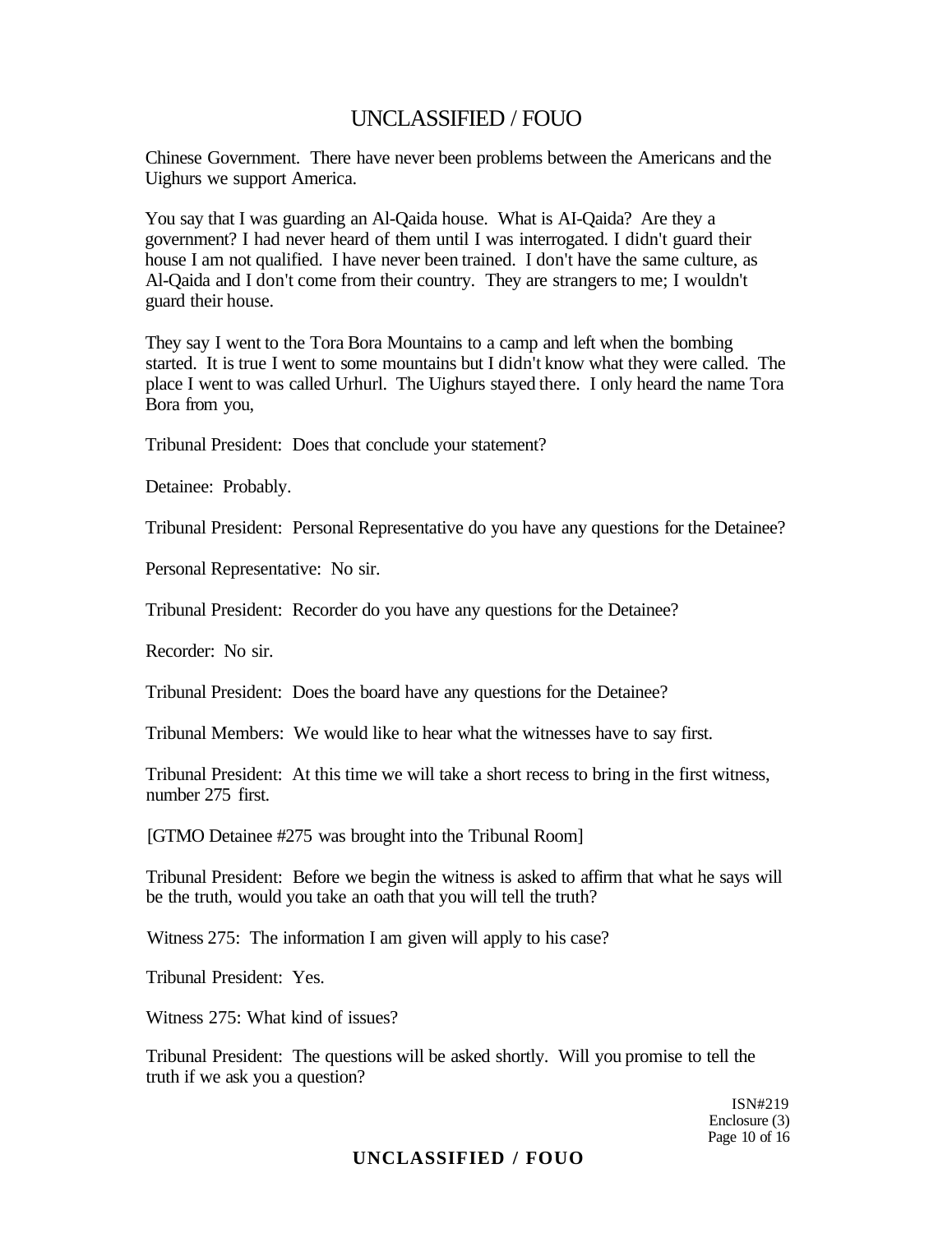Chinese Government. There have never been problems between the Americans and the Uighurs we support America.

You say that I was guarding an Al-Qaida house. What is AI-Qaida? Are they a government? I had never heard of them until I was interrogated. I didn't guard their house I am not qualified. I have never been trained. I don't have the same culture, as Al-Qaida and I don't come from their country. They are strangers to me; I wouldn't guard their house.

They say I went to the Tora Bora Mountains to a camp and left when the bombing started. It is true I went to some mountains but I didn't know what they were called. The place I went to was called Urhurl. The Uighurs stayed there. I only heard the name Tora Bora from you,

Tribunal President: Does that conclude your statement?

Detainee: Probably.

Tribunal President: Personal Representative do you have any questions for the Detainee?

Personal Representative: No sir.

Tribunal President: Recorder do you have any questions for the Detainee?

Recorder: No sir.

Tribunal President: Does the board have any questions for the Detainee?

Tribunal Members: We would like to hear what the witnesses have to say first.

Tribunal President: At this time we will take a short recess to bring in the first witness, number 275 first.

[GTMO Detainee #275 was brought into the Tribunal Room]

Tribunal President: Before we begin the witness is asked to affirm that what he says will be the truth, would you take an oath that you will tell the truth?

Witness 275: The information I am given will apply to his case?

Tribunal President: Yes.

Witness 275: What kind of issues?

Tribunal President: The questions will be asked shortly. Will you promise to tell the truth if we ask you a question?

ISN#219
Enclosure (3)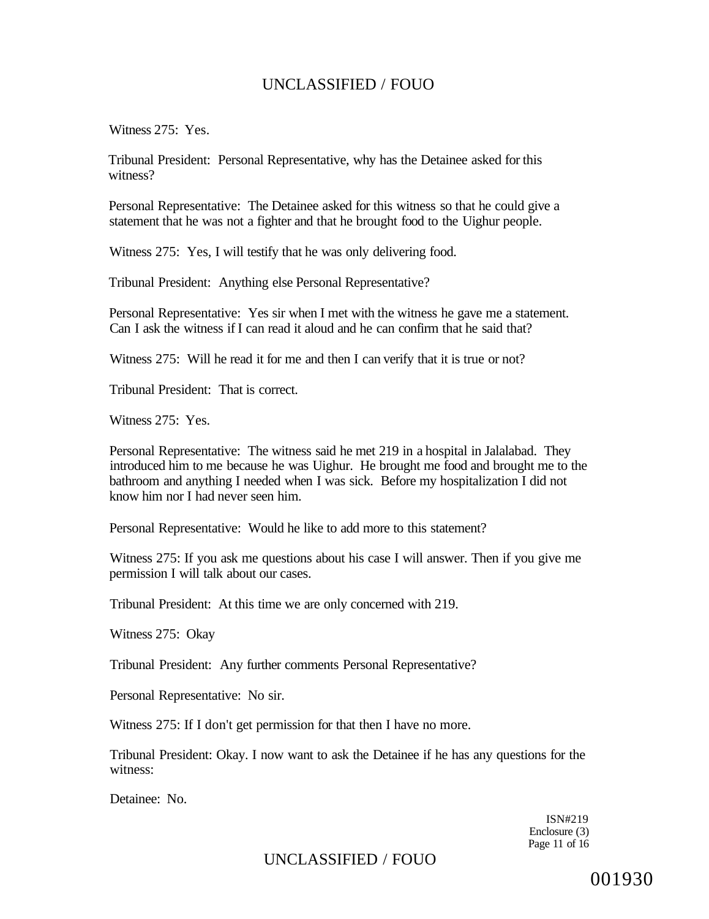Witness 275: Yes.

Tribunal President: Personal Representative, why has the Detainee asked for this witness?

Personal Representative: The Detainee asked for this witness so that he could give a statement that he was not a fighter and that he brought food to the Uighur people.

Witness 275: Yes, I will testify that he was only delivering food.

Tribunal President: Anything else Personal Representative?

Personal Representative: Yes sir when I met with the witness he gave me a statement. Can I ask the witness if I can read it aloud and he can confirm that he said that?

Witness 275: Will he read it for me and then I can verify that it is true or not?

Tribunal President: That is correct.

Witness 275: Yes.

Personal Representative: The witness said he met 219 in a hospital in Jalalabad. They introduced him to me because he was Uighur. He brought me food and brought me to the bathroom and anything I needed when I was sick. Before my hospitalization I did not know him nor I had never seen him.

Personal Representative: Would he like to add more to this statement?

Witness 275: If you ask me questions about his case I will answer. Then if you give me permission I will talk about our cases.

Tribunal President: At this time we are only concerned with 219.

Witness 275: Okay

Tribunal President: Any further comments Personal Representative?

Personal Representative: No sir.

Witness 275: If I don't get permission for that then I have no more.

Tribunal President: Okay. I now want to ask the Detainee if he has any questions for the witness:

Detainee: No.

ISN#219
Enclosure (3)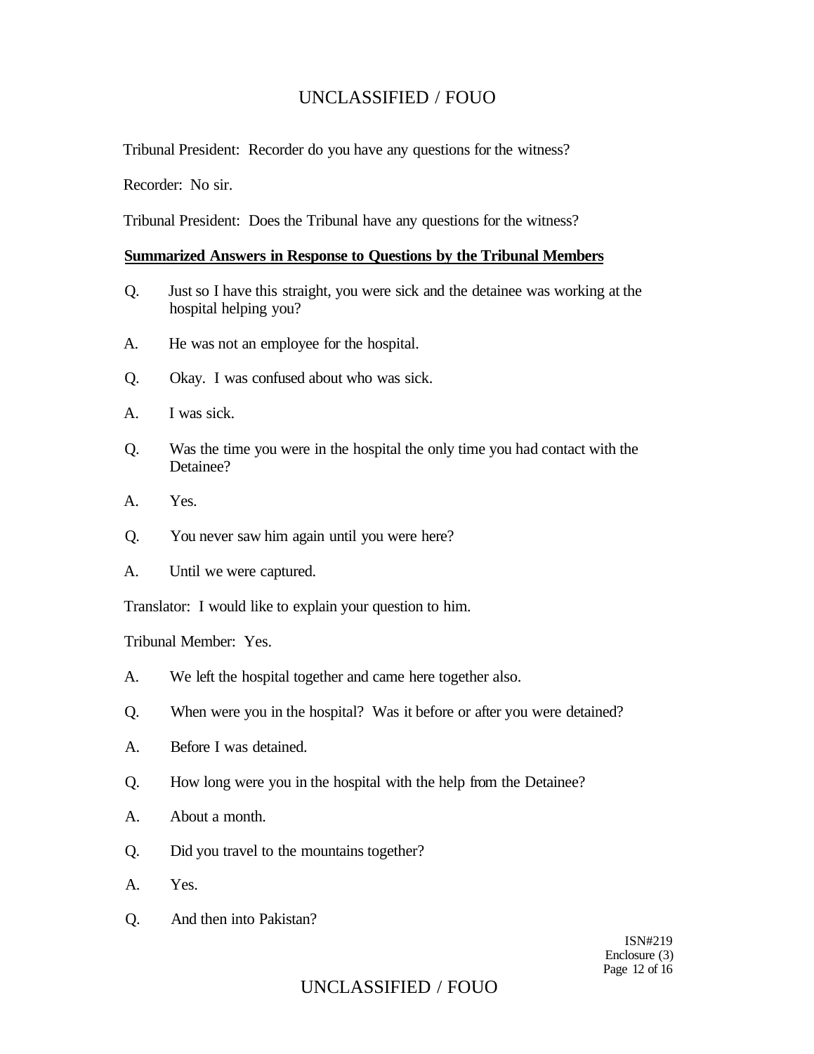Tribunal President: Recorder do you have any questions for the witness?

Recorder: No sir.

Tribunal President: Does the Tribunal have any questions for the witness?

**Summarized Answers in Response to Questions by the Tribunal Members**

Q. Just so I have this straight, you were sick and the detainee was working at the hospital helping you?

A. He was not an employee for the hospital.

Q. Okay. I was confused about who was sick.

A. I was sick.

Q. Was the time you were in the hospital the only time you had contact with the Detainee?

A. Yes.

Q. You never saw him again until you were here?

A. Until we were captured.

Translator: I would like to explain your question to him.

Tribunal Member: Yes.

A. We left the hospital together and came here together also.

Q. When were you in the hospital? Was it before or after you were detained?

A. Before I was detained.

Q. How long were you in the hospital with the help from the Detainee?

A. About a month.

Q. Did you travel to the mountains together?

A. Yes.

Q. And then into Pakistan?

ISN#219
Enclosure (3)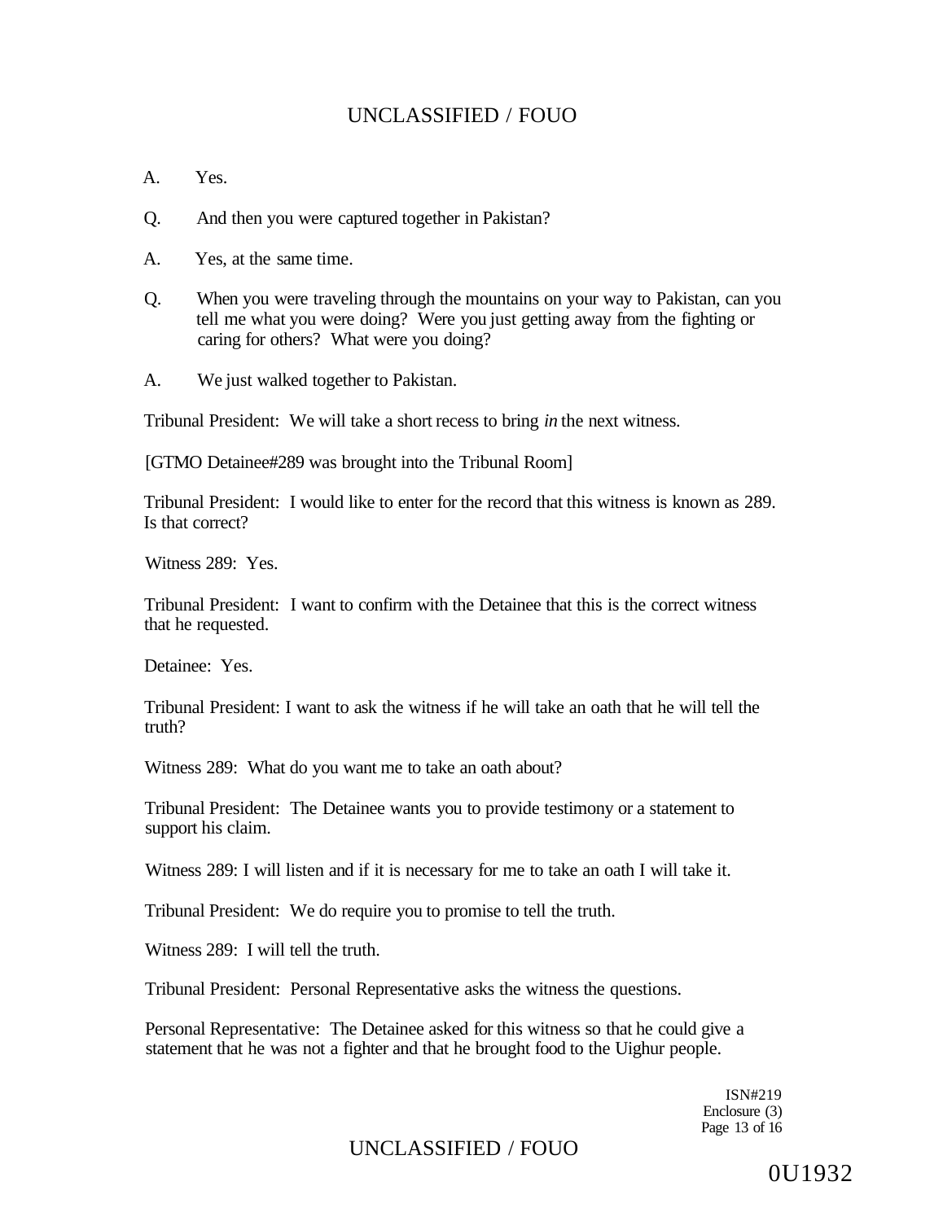A. Yes.

Q. And then you were captured together in Pakistan?

A. Yes, at the same time.

Q. When you were traveling through the mountains on your way to Pakistan, can you tell me what you were doing? Were you just getting away from the fighting or caring for others? What were you doing?

A. We just walked together to Pakistan.

Tribunal President: We will take a short recess to bring *in* the next witness.

[GTMO Detainee#289 was brought into the Tribunal Room]

Tribunal President: I would like to enter for the record that this witness is known as 289. Is that correct?

Witness 289: Yes.

Tribunal President: I want to confirm with the Detainee that this is the correct witness that he requested.

Detainee: Yes.

Tribunal President: I want to ask the witness if he will take an oath that he will tell the truth?

Witness 289: What do you want me to take an oath about?

Tribunal President: The Detainee wants you to provide testimony or a statement to support his claim.

Witness 289: I will listen and if it is necessary for me to take an oath I will take it.

Tribunal President: We do require you to promise to tell the truth.

Witness 289: I will tell the truth.

Tribunal President: Personal Representative asks the witness the questions.

Personal Representative: The Detainee asked for this witness so that he could give a statement that he was not a fighter and that he brought food to the Uighur people.

ISN#219
Enclosure (3)

0U1932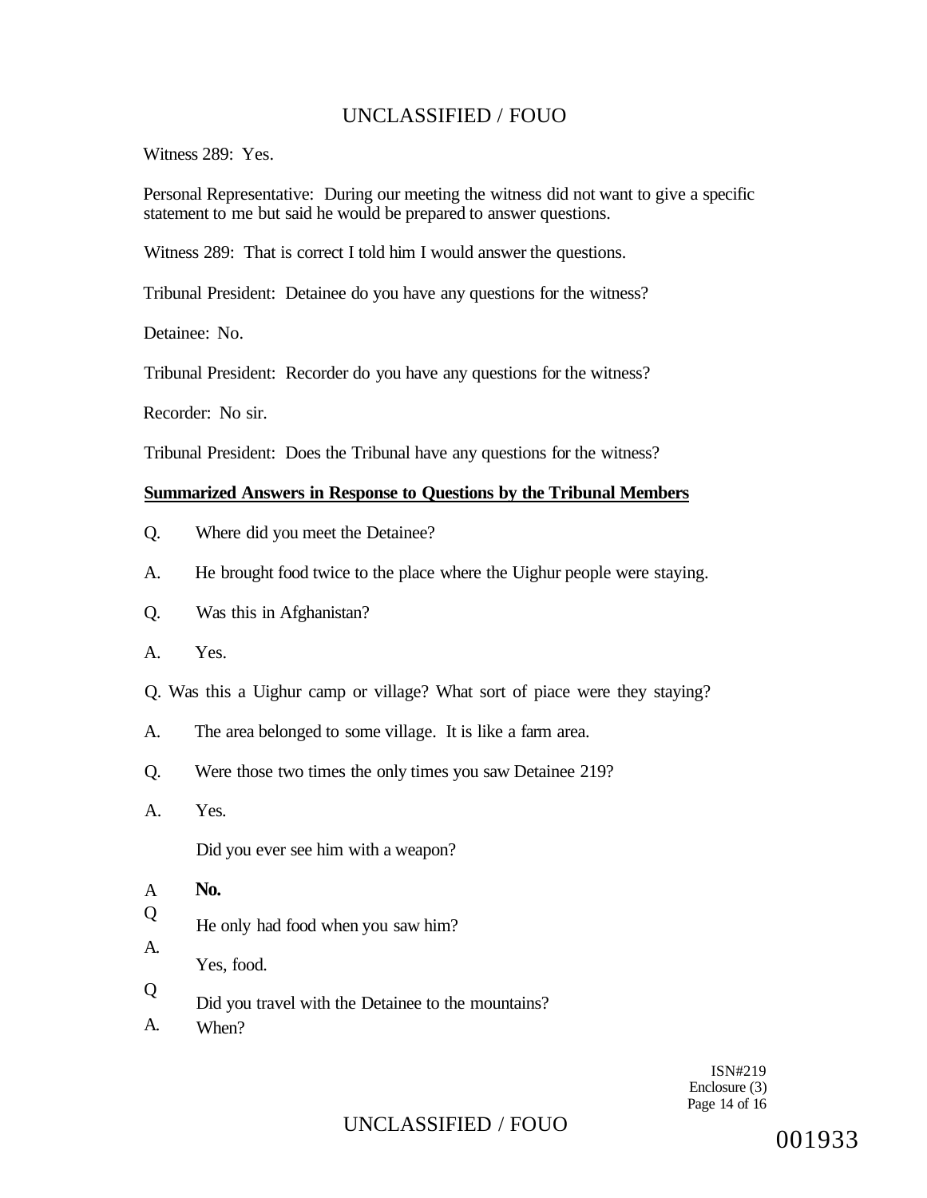UNCLASSIFIED / FOUO

Witness 289: Yes.

Personal Representative: During our meeting the witness did not want to give a specific statement to me but said he would be prepared to answer questions.

Witness 289: That is correct I told him I would answer the questions.

Tribunal President: Detainee do you have any questions for the witness?

Detainee: No.

Tribunal President: Recorder do you have any questions for the witness?

Recorder: No sir.

Tribunal President: Does the Tribunal have any questions for the witness?

**Summarized Answers in Response to Questions by the Tribunal Members**

Q. Where did you meet the Detainee?

A. He brought food twice to the place where the Uighur people were staying.

Q. Was this in Afghanistan?

A. Yes.

Q. Was this a Uighur camp or village? What sort of piace were they staying?

A. The area belonged to some village. It is like a farm area.

Q. Were those two times the only times you saw Detainee 219?

A. Yes.

Did you ever see him with a weapon?

A **No.**

Q He only had food when you saw him?

A. Yes, food.

Q Did you travel with the Detainee to the mountains?

A. When?

ISN#219
Enclosure (3)

UNCLASSIFIED / FOUO

001933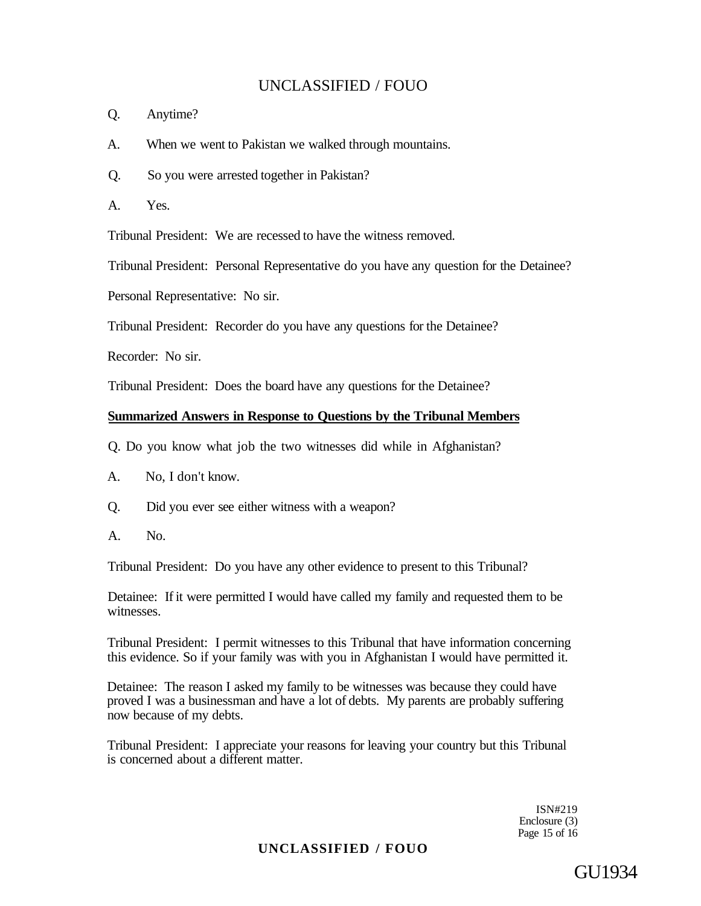Q. Anytime?

A. When we went to Pakistan we walked through mountains.

Q. So you were arrested together in Pakistan?

A. Yes.

Tribunal President: We are recessed to have the witness removed.

Tribunal President: Personal Representative do you have any question for the Detainee?

Personal Representative: No sir.

Tribunal President: Recorder do you have any questions for the Detainee?

Recorder: No sir.

Tribunal President: Does the board have any questions for the Detainee?

**Summarized Answers in Response to Questions by the Tribunal Members**

Q. Do you know what job the two witnesses did while in Afghanistan?

A. No, I don't know.

Q. Did you ever see either witness with a weapon?

A. No.

Tribunal President: Do you have any other evidence to present to this Tribunal?

Detainee: If it were permitted I would have called my family and requested them to be witnesses.

Tribunal President: I permit witnesses to this Tribunal that have information concerning this evidence. So if your family was with you in Afghanistan I would have permitted it.

Detainee: The reason I asked my family to be witnesses was because they could have proved I was a businessman and have a lot of debts. My parents are probably suffering now because of my debts.

Tribunal President: I appreciate your reasons for leaving your country but this Tribunal is concerned about a different matter.

ISN#219
Enclosure (3)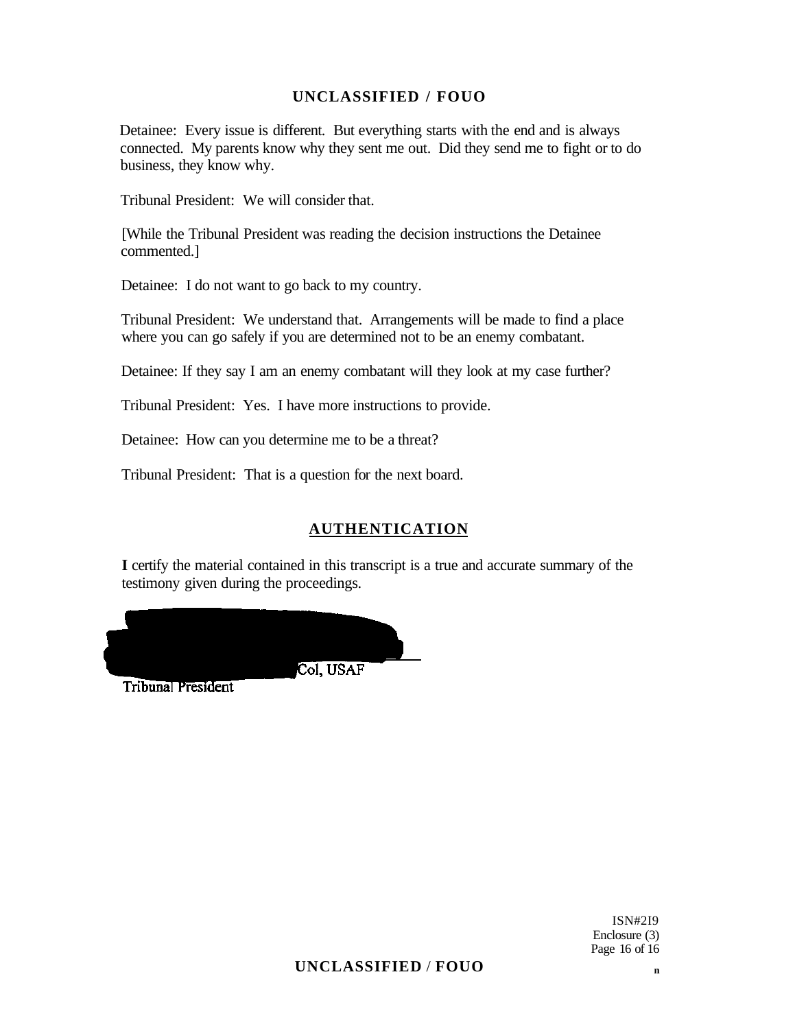Detainee: Every issue is different. But everything starts with the end and is always connected. My parents know why they sent me out. Did they send me to fight or to do business, they know why.

Tribunal President: We will consider that.

[While the Tribunal President was reading the decision instructions the Detainee commented.]

Detainee: I do not want to go back to my country.

Tribunal President: We understand that. Arrangements will be made to find a place where you can go safely if you are determined not to be an enemy combatant.

Detainee: If they say I am an enemy combatant will they look at my case further?

Tribunal President: Yes. I have more instructions to provide.

Detainee: How can you determine me to be a threat?

Tribunal President: That is a question for the next board.

## AUTHENTICATION

**I** certify the material contained in this transcript is a true and accurate summary of the testimony given during the proceedings.

Col, USAF
Tribunal President

ISN#2I9
Enclosure (3)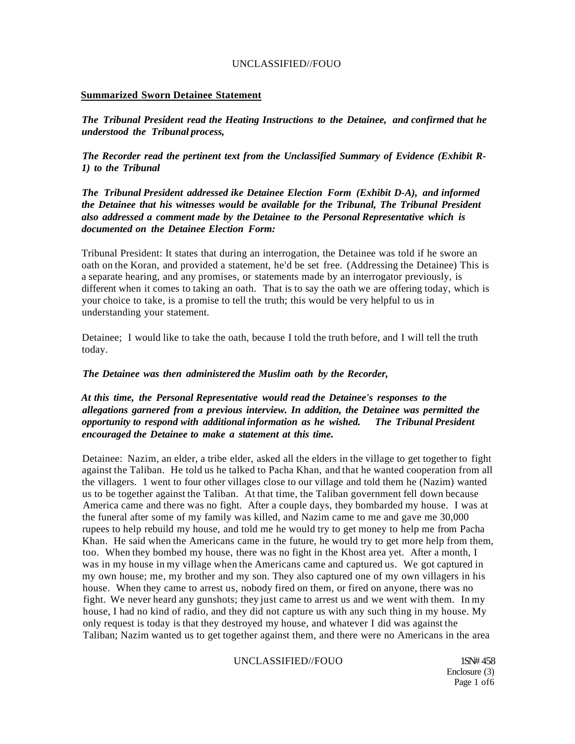**Summarized Sworn Detainee Statement**

***The Tribunal President read the Heating Instructions to the Detainee, and confirmed that he understood the Tribunal process,***

***The Recorder read the pertinent text from the Unclassified Summary of Evidence (Exhibit R-1) to the Tribunal***

***The Tribunal President addressed ike Detainee Election Form (Exhibit D-A), and informed the Detainee that his witnesses would be available for the Tribunal, The Tribunal President also addressed a comment made by the Detainee to the Personal Representative which is documented on the Detainee Election Form:***

Tribunal President: It states that during an interrogation, the Detainee was told if he swore an oath on the Koran, and provided a statement, he'd be set free. (Addressing the Detainee) This is a separate hearing, and any promises, or statements made by an interrogator previously, is different when it comes to taking an oath. That is to say the oath we are offering today, which is your choice to take, is a promise to tell the truth; this would be very helpful to us in understanding your statement.

Detainee; I would like to take the oath, because I told the truth before, and I will tell the truth today.

***The Detainee was then administered the Muslim oath by the Recorder,***

***At this time, the Personal Representative would read the Detainee's responses to the allegations garnered from a previous interview. In addition, the Detainee was permitted the opportunity to respond with additional information as he wished. The Tribunal President encouraged the Detainee to make a statement at this time.***

Detainee: Nazim, an elder, a tribe elder, asked all the elders in the village to get together to fight against the Taliban. He told us he talked to Pacha Khan, and that he wanted cooperation from all the villagers. 1 went to four other villages close to our village and told them he (Nazim) wanted us to be together against the Taliban. At that time, the Taliban government fell down because America came and there was no fight. After a couple days, they bombarded my house. I was at the funeral after some of my family was killed, and Nazim came to me and gave me 30,000 rupees to help rebuild my house, and told me he would try to get money to help me from Pacha Khan. He said when the Americans came in the future, he would try to get more help from them, too. When they bombed my house, there was no fight in the Khost area yet. After a month, I was in my house in my village when the Americans came and captured us. We got captured in my own house; me, my brother and my son. They also captured one of my own villagers in his house. When they came to arrest us, nobody fired on them, or fired on anyone, there was no fight. We never heard any gunshots; they just came to arrest us and we went with them. In my house, I had no kind of radio, and they did not capture us with any such thing in my house. My only request is today is that they destroyed my house, and whatever I did was against the Taliban; Nazim wanted us to get together against them, and there were no Americans in the area

1SN# 458
Enclosure (3)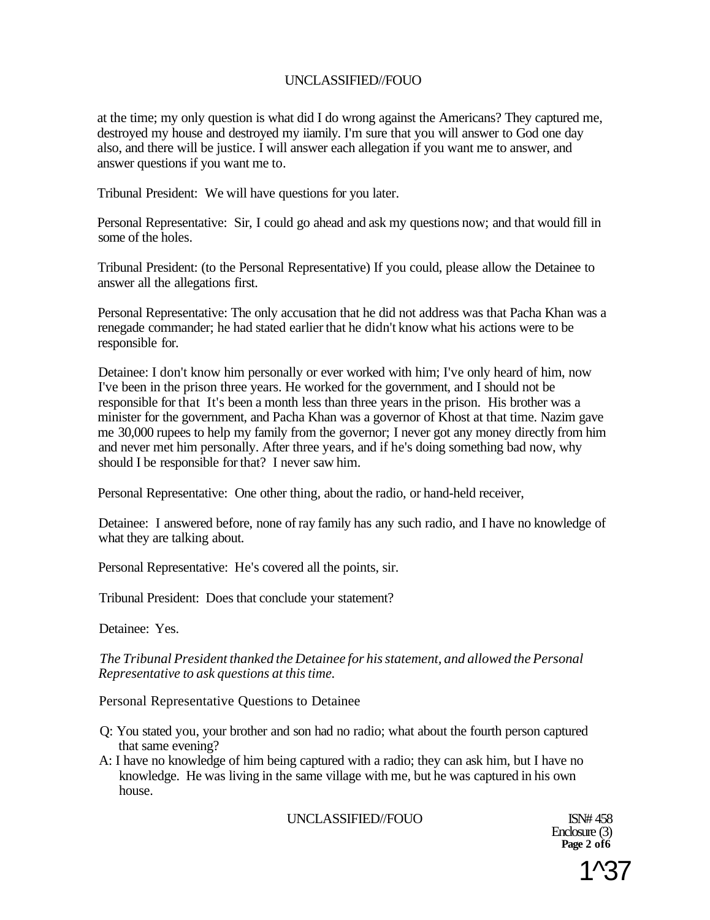at the time; my only question is what did I do wrong against the Americans? They captured me, destroyed my house and destroyed my iiamily. I'm sure that you will answer to God one day also, and there will be justice. I will answer each allegation if you want me to answer, and answer questions if you want me to.

Tribunal President: We will have questions for you later.

Personal Representative: Sir, I could go ahead and ask my questions now; and that would fill in some of the holes.

Tribunal President: (to the Personal Representative) If you could, please allow the Detainee to answer all the allegations first.

Personal Representative: The only accusation that he did not address was that Pacha Khan was a renegade commander; he had stated earlier that he didn't know what his actions were to be responsible for.

Detainee: I don't know him personally or ever worked with him; I've only heard of him, now I've been in the prison three years. He worked for the government, and I should not be responsible for that It's been a month less than three years in the prison. His brother was a minister for the government, and Pacha Khan was a governor of Khost at that time. Nazim gave me 30,000 rupees to help my family from the governor; I never got any money directly from him and never met him personally. After three years, and if he's doing something bad now, why should I be responsible for that? I never saw him.

Personal Representative: One other thing, about the radio, or hand-held receiver,

Detainee: I answered before, none of ray family has any such radio, and I have no knowledge of what they are talking about.

Personal Representative: He's covered all the points, sir.

Tribunal President: Does that conclude your statement?

Detainee: Yes.

*The Tribunal President thanked the Detainee for his statement, and allowed the Personal Representative to ask questions at this time.*

Personal Representative Questions to Detainee

Q: You stated you, your brother and son had no radio; what about the fourth person captured that same evening?

A: I have no knowledge of him being captured with a radio; they can ask him, but I have no knowledge. He was living in the same village with me, but he was captured in his own house.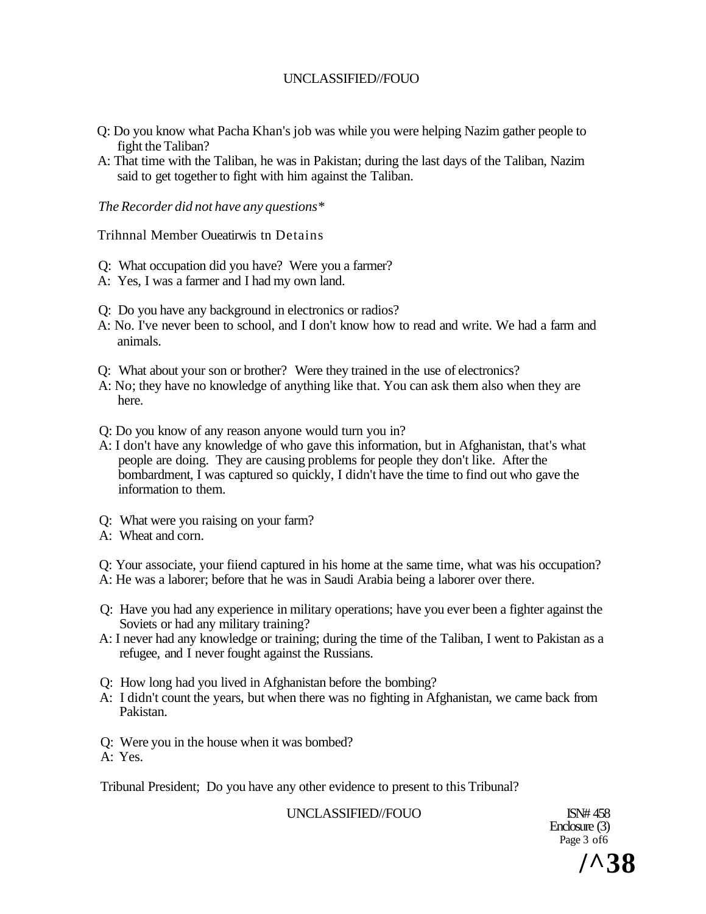Q: Do you know what Pacha Khan's job was while you were helping Nazim gather people to fight the Taliban?

A: That time with the Taliban, he was in Pakistan; during the last days of the Taliban, Nazim said to get together to fight with him against the Taliban.

*The Recorder did not have any questions**

Trihnnal Member Oueatirwis tn Detains

Q: What occupation did you have? Were you a farmer?

A: Yes, I was a farmer and I had my own land.

Q: Do you have any background in electronics or radios?

A: No. I've never been to school, and I don't know how to read and write. We had a farm and animals.

Q: What about your son or brother? Were they trained in the use of electronics?

A: No; they have no knowledge of anything like that. You can ask them also when they are here.

Q: Do you know of any reason anyone would turn you in?

A: I don't have any knowledge of who gave this information, but in Afghanistan, that's what people are doing. They are causing problems for people they don't like. After the bombardment, I was captured so quickly, I didn't have the time to find out who gave the information to them.

Q: What were you raising on your farm?

A: Wheat and corn.

Q: Your associate, your fiiend captured in his home at the same time, what was his occupation?

A: He was a laborer; before that he was in Saudi Arabia being a laborer over there.

Q: Have you had any experience in military operations; have you ever been a fighter against the Soviets or had any military training?

A: I never had any knowledge or training; during the time of the Taliban, I went to Pakistan as a refugee, and I never fought against the Russians.

Q: How long had you lived in Afghanistan before the bombing?

A: I didn't count the years, but when there was no fighting in Afghanistan, we came back from Pakistan.

Q: Were you in the house when it was bombed?

A: Yes.

Tribunal President; Do you have any other evidence to present to this Tribunal?

ISN# 458
Enclosure (3)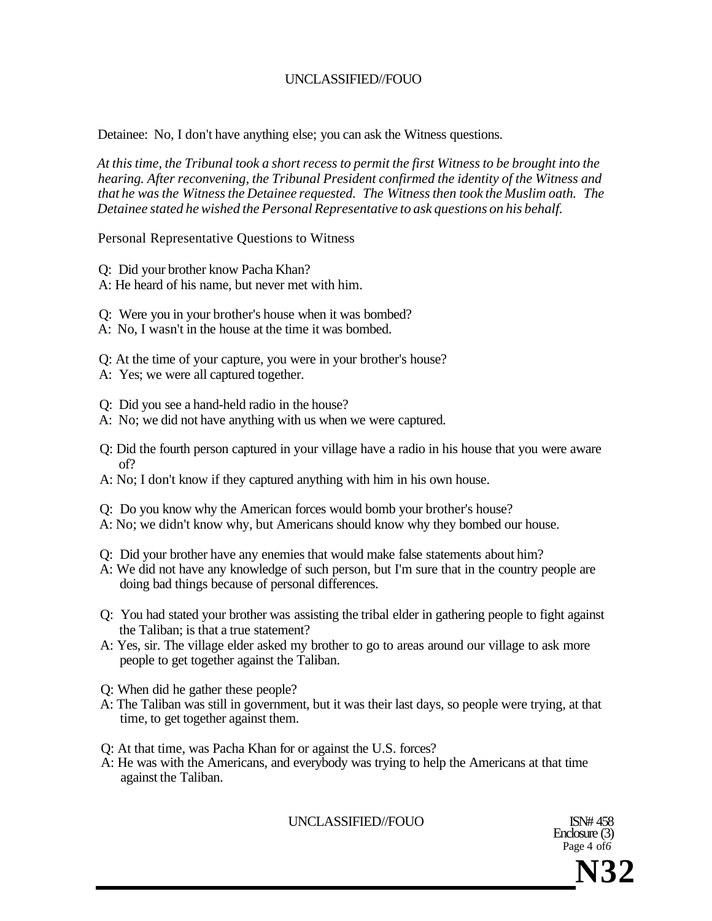Detainee: No, I don't have anything else; you can ask the Witness questions.

*At this time, the Tribunal took a short recess to permit the first Witness to be brought into the hearing. After reconvening, the Tribunal President confirmed the identity of the Witness and that he was the Witness the Detainee requested. The Witness then took the Muslim oath. The Detainee stated he wished the Personal Representative to ask questions on his behalf.*

Personal Representative Questions to Witness

Q: Did your brother know Pacha Khan?
A: He heard of his name, but never met with him.

Q: Were you in your brother's house when it was bombed?
A: No, I wasn't in the house at the time it was bombed.

Q: At the time of your capture, you were in your brother's house?
A: Yes; we were all captured together.

Q: Did you see a hand-held radio in the house?
A: No; we did not have anything with us when we were captured.

Q: Did the fourth person captured in your village have a radio in his house that you were aware of?
A: No; I don't know if they captured anything with him in his own house.

Q: Do you know why the American forces would bomb your brother's house?
A: No; we didn't know why, but Americans should know why they bombed our house.

Q: Did your brother have any enemies that would make false statements about him?
A: We did not have any knowledge of such person, but I'm sure that in the country people are doing bad things because of personal differences.

Q: You had stated your brother was assisting the tribal elder in gathering people to fight against the Taliban; is that a true statement?
A: Yes, sir. The village elder asked my brother to go to areas around our village to ask more people to get together against the Taliban.

Q: When did he gather these people?
A: The Taliban was still in government, but it was their last days, so people were trying, at that time, to get together against them.

Q: At that time, was Pacha Khan for or against the U.S. forces?
A: He was with the Americans, and everybody was trying to help the Americans at that time against the Taliban.

ISN# 458
Enclosure (3)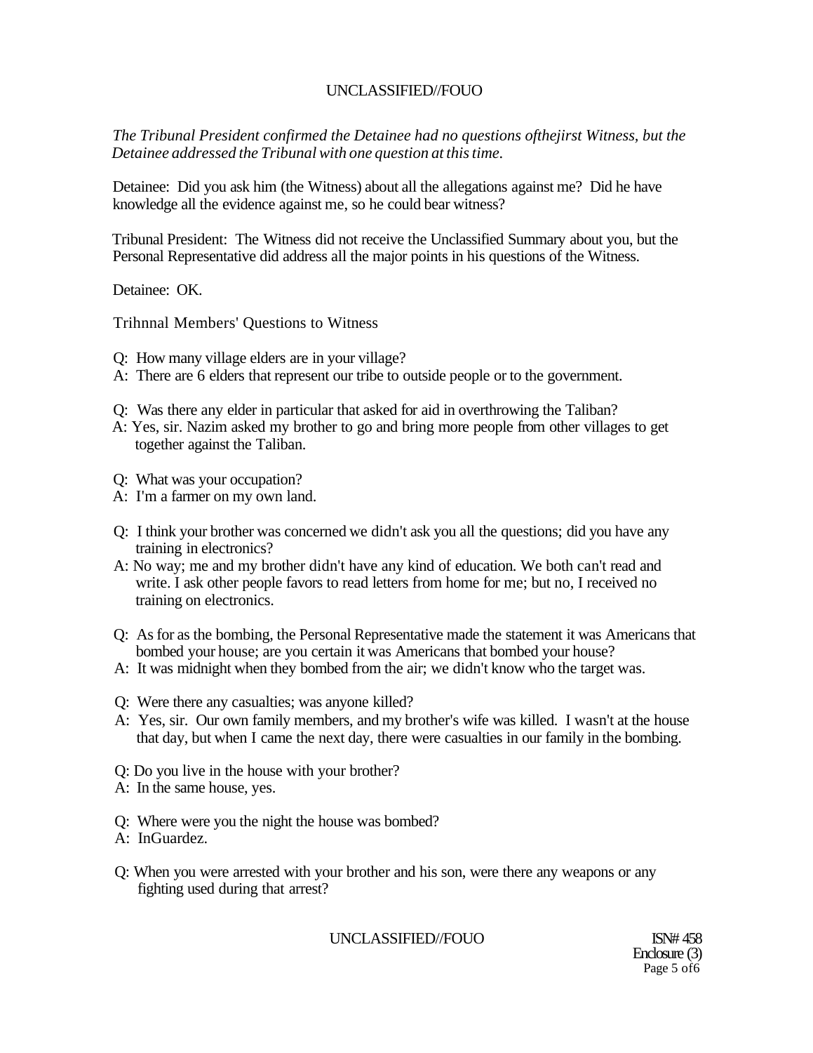*The Tribunal President confirmed the Detainee had no questions ofthejirst Witness, but the Detainee addressed the Tribunal with one question at this time.*

Detainee: Did you ask him (the Witness) about all the allegations against me? Did he have knowledge all the evidence against me, so he could bear witness?

Tribunal President: The Witness did not receive the Unclassified Summary about you, but the Personal Representative did address all the major points in his questions of the Witness.

Detainee: OK.

Trihnnal Members' Questions to Witness

Q: How many village elders are in your village?
A: There are 6 elders that represent our tribe to outside people or to the government.

Q: Was there any elder in particular that asked for aid in overthrowing the Taliban?
A: Yes, sir. Nazim asked my brother to go and bring more people from other villages to get together against the Taliban.

Q: What was your occupation?
A: I'm a farmer on my own land.

Q: I think your brother was concerned we didn't ask you all the questions; did you have any training in electronics?
A: No way; me and my brother didn't have any kind of education. We both can't read and write. I ask other people favors to read letters from home for me; but no, I received no training on electronics.

Q: As for as the bombing, the Personal Representative made the statement it was Americans that bombed your house; are you certain it was Americans that bombed your house?
A: It was midnight when they bombed from the air; we didn't know who the target was.

Q: Were there any casualties; was anyone killed?
A: Yes, sir. Our own family members, and my brother's wife was killed. I wasn't at the house that day, but when I came the next day, there were casualties in our family in the bombing.

Q: Do you live in the house with your brother?
A: In the same house, yes.

Q: Where were you the night the house was bombed?
A: InGuardez.

Q: When you were arrested with your brother and his son, were there any weapons or any fighting used during that arrest?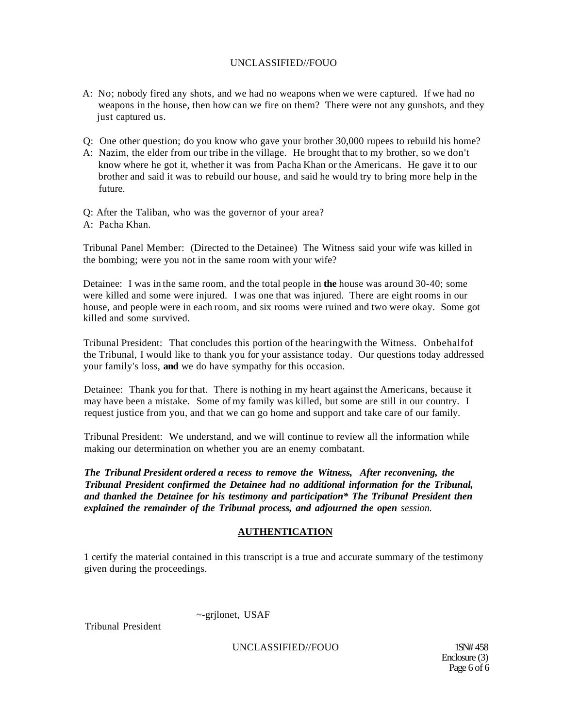A: No; nobody fired any shots, and we had no weapons when we were captured. If we had no weapons in the house, then how can we fire on them? There were not any gunshots, and they just captured us.

Q: One other question; do you know who gave your brother 30,000 rupees to rebuild his home?

A: Nazim, the elder from our tribe in the village. He brought that to my brother, so we don't know where he got it, whether it was from Pacha Khan or the Americans. He gave it to our brother and said it was to rebuild our house, and said he would try to bring more help in the future.

Q: After the Taliban, who was the governor of your area?

A: Pacha Khan.

Tribunal Panel Member: (Directed to the Detainee) The Witness said your wife was killed in the bombing; were you not in the same room with your wife?

Detainee: I was in the same room, and the total people in **the** house was around 30-40; some were killed and some were injured. I was one that was injured. There are eight rooms in our house, and people were in each room, and six rooms were ruined and two were okay. Some got killed and some survived.

Tribunal President: That concludes this portion of the hearingwith the Witness. Onbehalfof the Tribunal, I would like to thank you for your assistance today. Our questions today addressed your family's loss, **and** we do have sympathy for this occasion.

Detainee: Thank you for that. There is nothing in my heart against the Americans, because it may have been a mistake. Some of my family was killed, but some are still in our country. I request justice from you, and that we can go home and support and take care of our family.

Tribunal President: We understand, and we will continue to review all the information while making our determination on whether you are an enemy combatant.

***The Tribunal President ordered a recess to remove the Witness, After reconvening, the Tribunal President confirmed the Detainee had no additional information for the Tribunal, and thanked the Detainee for his testimony and participation* The Tribunal President then explained the remainder of the Tribunal process, and adjourned the open*** *session.*

## AUTHENTICATION

1 certify the material contained in this transcript is a true and accurate summary of the testimony given during the proceedings.

~-grjlonet, USAF

Tribunal President

1SN# 458
Enclosure (3)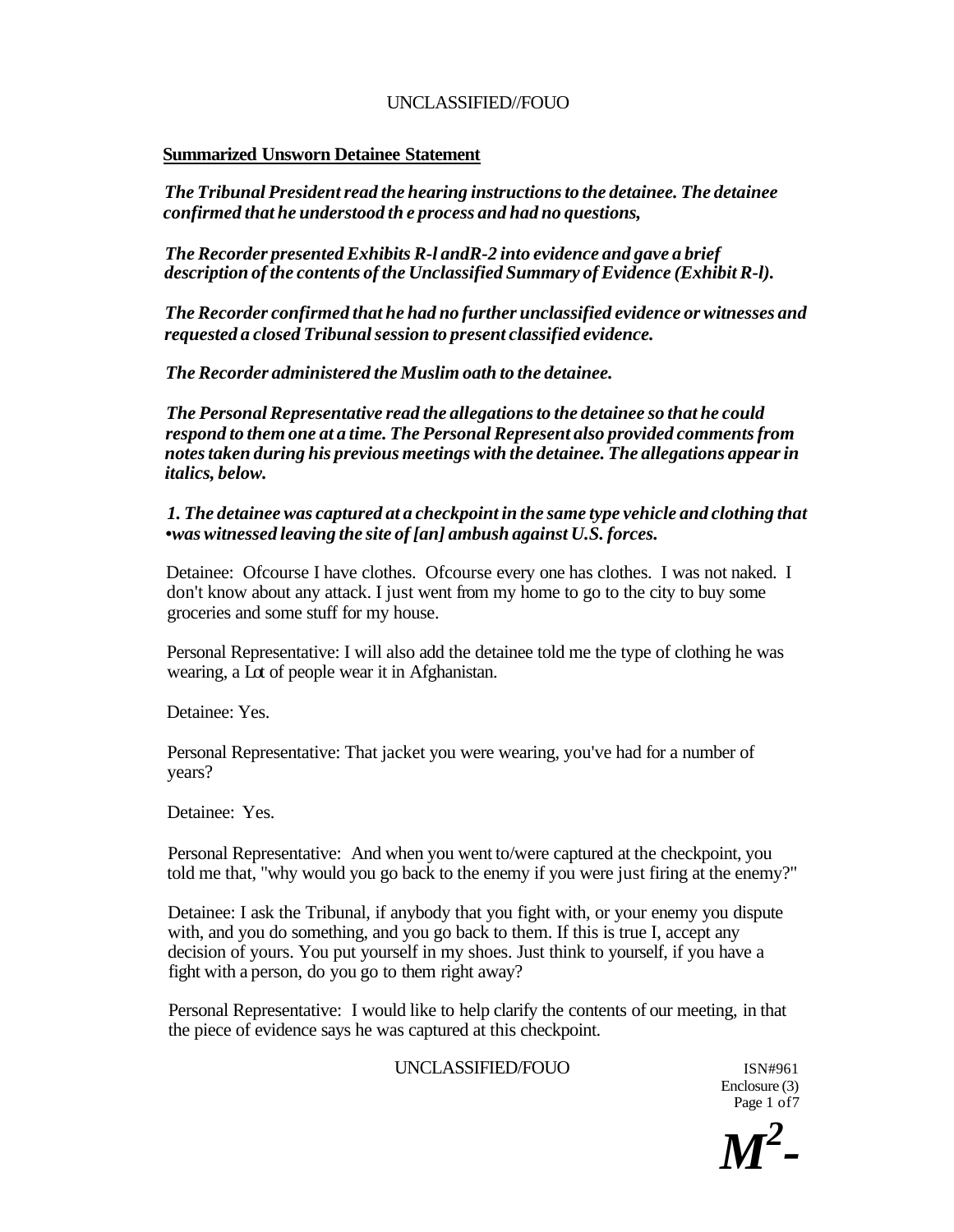**Summarized Unsworn Detainee Statement**

***The Tribunal President read the hearing instructions to the detainee. The detainee confirmed that he understood th e process and had no questions,***

***The Recorder presented Exhibits R-l andR-2 into evidence and gave a brief description of the contents of the Unclassified Summary of Evidence (Exhibit R-l).***

***The Recorder confirmed that he had no further unclassified evidence or witnesses and requested a closed Tribunal session to present classified evidence.***

***The Recorder administered the Muslim oath to the detainee.***

***The Personal Representative read the allegations to the detainee so that he could respond to them one at a time. The Personal Represent also provided comments from notes taken during his previous meetings with the detainee. The allegations appear in italics, below.***

***1. The detainee was captured at a checkpoint in the same type vehicle and clothing that •was witnessed leaving the site of [an] ambush against U.S. forces.***

Detainee: Ofcourse I have clothes. Ofcourse every one has clothes. I was not naked. I don't know about any attack. I just went from my home to go to the city to buy some groceries and some stuff for my house.

Personal Representative: I will also add the detainee told me the type of clothing he was wearing, a Lot of people wear it in Afghanistan.

Detainee: Yes.

Personal Representative: That jacket you were wearing, you've had for a number of years?

Detainee: Yes.

Personal Representative: And when you went to/were captured at the checkpoint, you told me that, "why would you go back to the enemy if you were just firing at the enemy?"

Detainee: I ask the Tribunal, if anybody that you fight with, or your enemy you dispute with, and you do something, and you go back to them. If this is true I, accept any decision of yours. You put yourself in my shoes. Just think to yourself, if you have a fight with a person, do you go to them right away?

Personal Representative: I would like to help clarify the contents of our meeting, in that the piece of evidence says he was captured at this checkpoint.

ISN#961
Enclosure (3)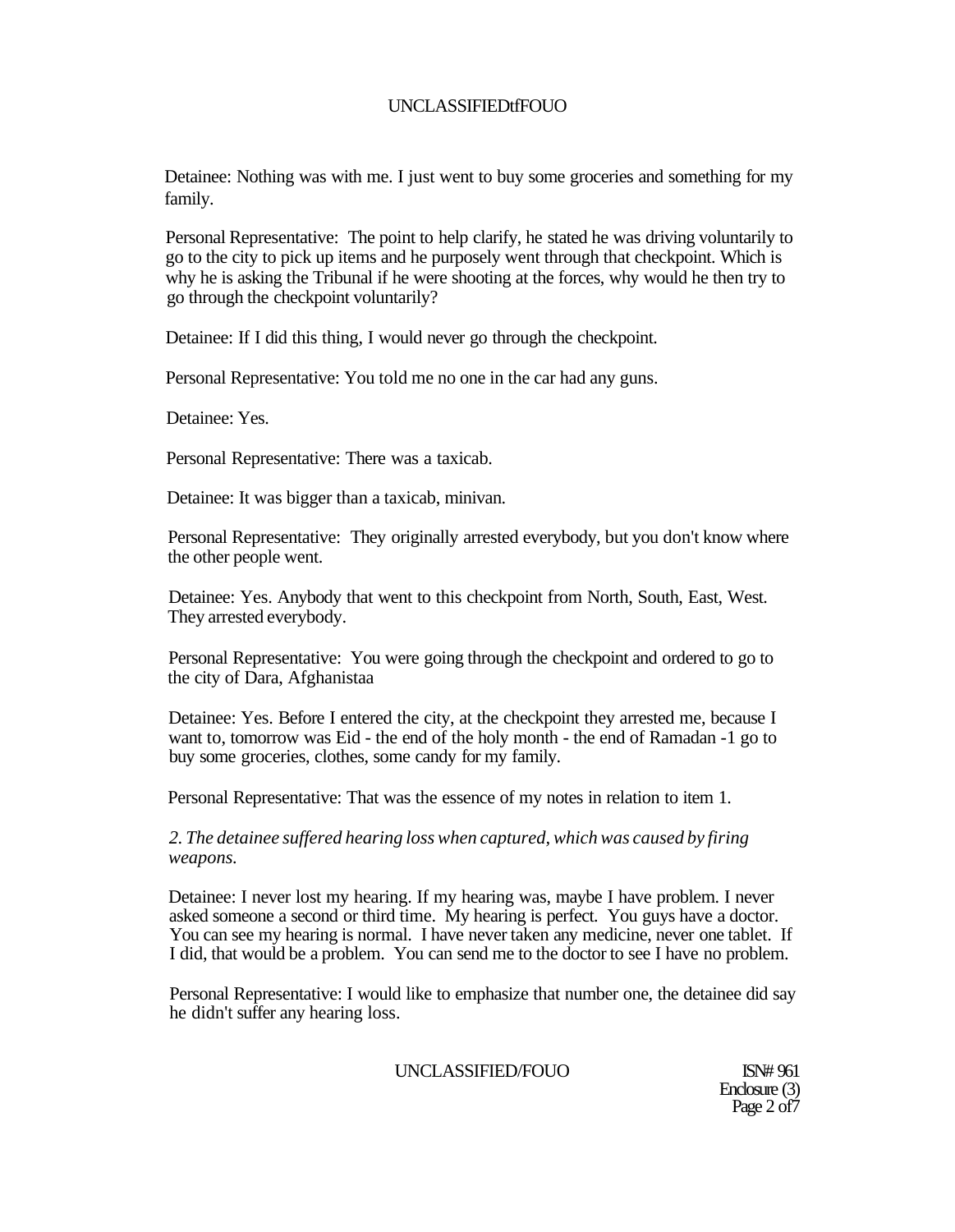Detainee: Nothing was with me. I just went to buy some groceries and something for my family.

Personal Representative: The point to help clarify, he stated he was driving voluntarily to go to the city to pick up items and he purposely went through that checkpoint. Which is why he is asking the Tribunal if he were shooting at the forces, why would he then try to go through the checkpoint voluntarily?

Detainee: If I did this thing, I would never go through the checkpoint.

Personal Representative: You told me no one in the car had any guns.

Detainee: Yes.

Personal Representative: There was a taxicab.

Detainee: It was bigger than a taxicab, minivan.

Personal Representative: They originally arrested everybody, but you don't know where the other people went.

Detainee: Yes. Anybody that went to this checkpoint from North, South, East, West. They arrested everybody.

Personal Representative: You were going through the checkpoint and ordered to go to the city of Dara, Afghanistaa

Detainee: Yes. Before I entered the city, at the checkpoint they arrested me, because I want to, tomorrow was Eid - the end of the holy month - the end of Ramadan -1 go to buy some groceries, clothes, some candy for my family.

Personal Representative: That was the essence of my notes in relation to item 1.

*2. The detainee suffered hearing loss when captured, which was caused by firing weapons.*

Detainee: I never lost my hearing. If my hearing was, maybe I have problem. I never asked someone a second or third time. My hearing is perfect. You guys have a doctor. You can see my hearing is normal. I have never taken any medicine, never one tablet. If I did, that would be a problem. You can send me to the doctor to see I have no problem.

Personal Representative: I would like to emphasize that number one, the detainee did say he didn't suffer any hearing loss.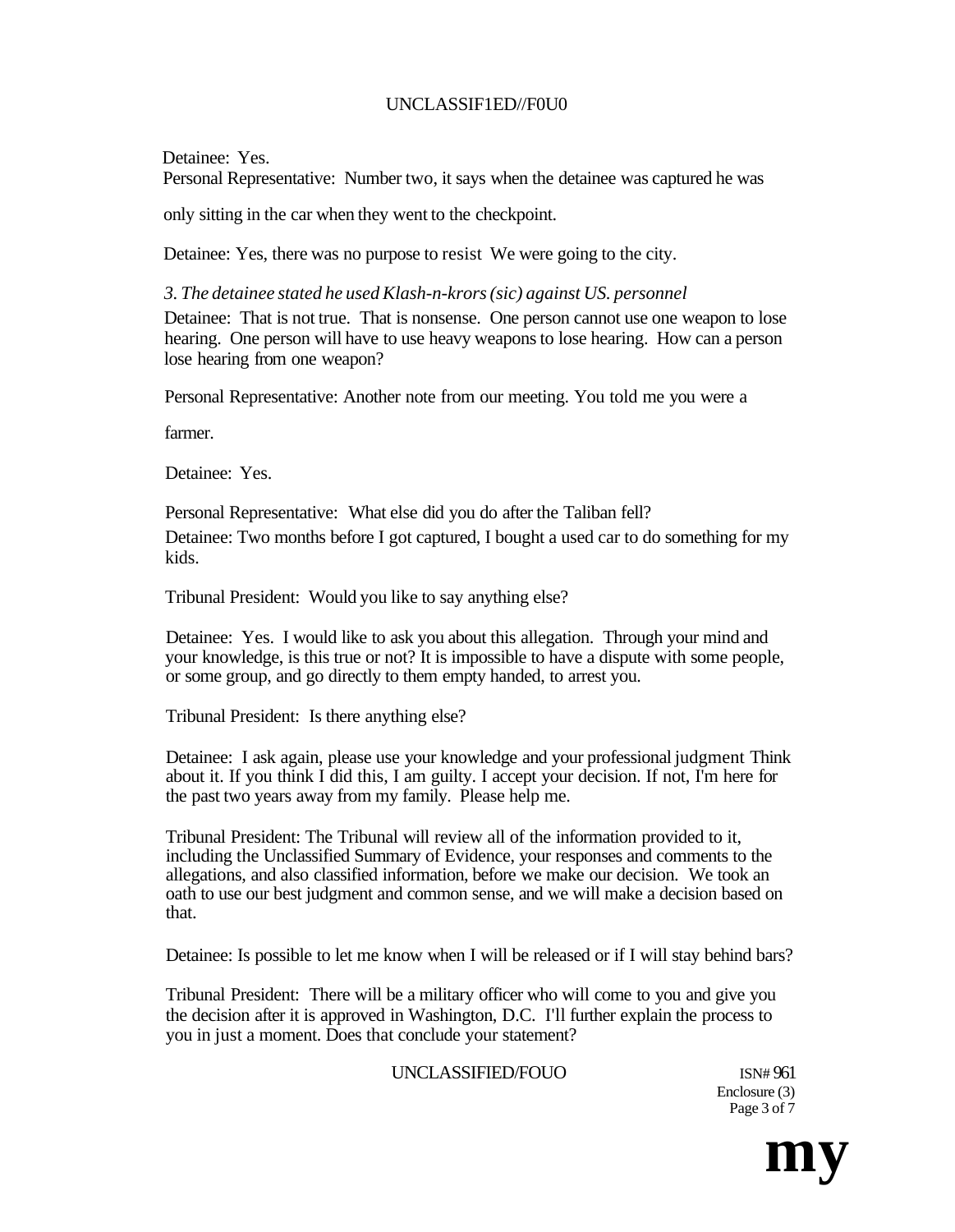Detainee: Yes.

Personal Representative: Number two, it says when the detainee was captured he was only sitting in the car when they went to the checkpoint.

Detainee: Yes, there was no purpose to resist We were going to the city.

*3. The detainee stated he used Klash-n-krors (sic) against US. personnel*

Detainee: That is not true. That is nonsense. One person cannot use one weapon to lose hearing. One person will have to use heavy weapons to lose hearing. How can a person lose hearing from one weapon?

Personal Representative: Another note from our meeting. You told me you were a farmer.

Detainee: Yes.

Personal Representative: What else did you do after the Taliban fell?

Detainee: Two months before I got captured, I bought a used car to do something for my kids.

Tribunal President: Would you like to say anything else?

Detainee: Yes. I would like to ask you about this allegation. Through your mind and your knowledge, is this true or not? It is impossible to have a dispute with some people, or some group, and go directly to them empty handed, to arrest you.

Tribunal President: Is there anything else?

Detainee: I ask again, please use your knowledge and your professional judgment Think about it. If you think I did this, I am guilty. I accept your decision. If not, I'm here for the past two years away from my family. Please help me.

Tribunal President: The Tribunal will review all of the information provided to it, including the Unclassified Summary of Evidence, your responses and comments to the allegations, and also classified information, before we make our decision. We took an oath to use our best judgment and common sense, and we will make a decision based on that.

Detainee: Is possible to let me know when I will be released or if I will stay behind bars?

Tribunal President: There will be a military officer who will come to you and give you the decision after it is approved in Washington, D.C. I'll further explain the process to you in just a moment. Does that conclude your statement?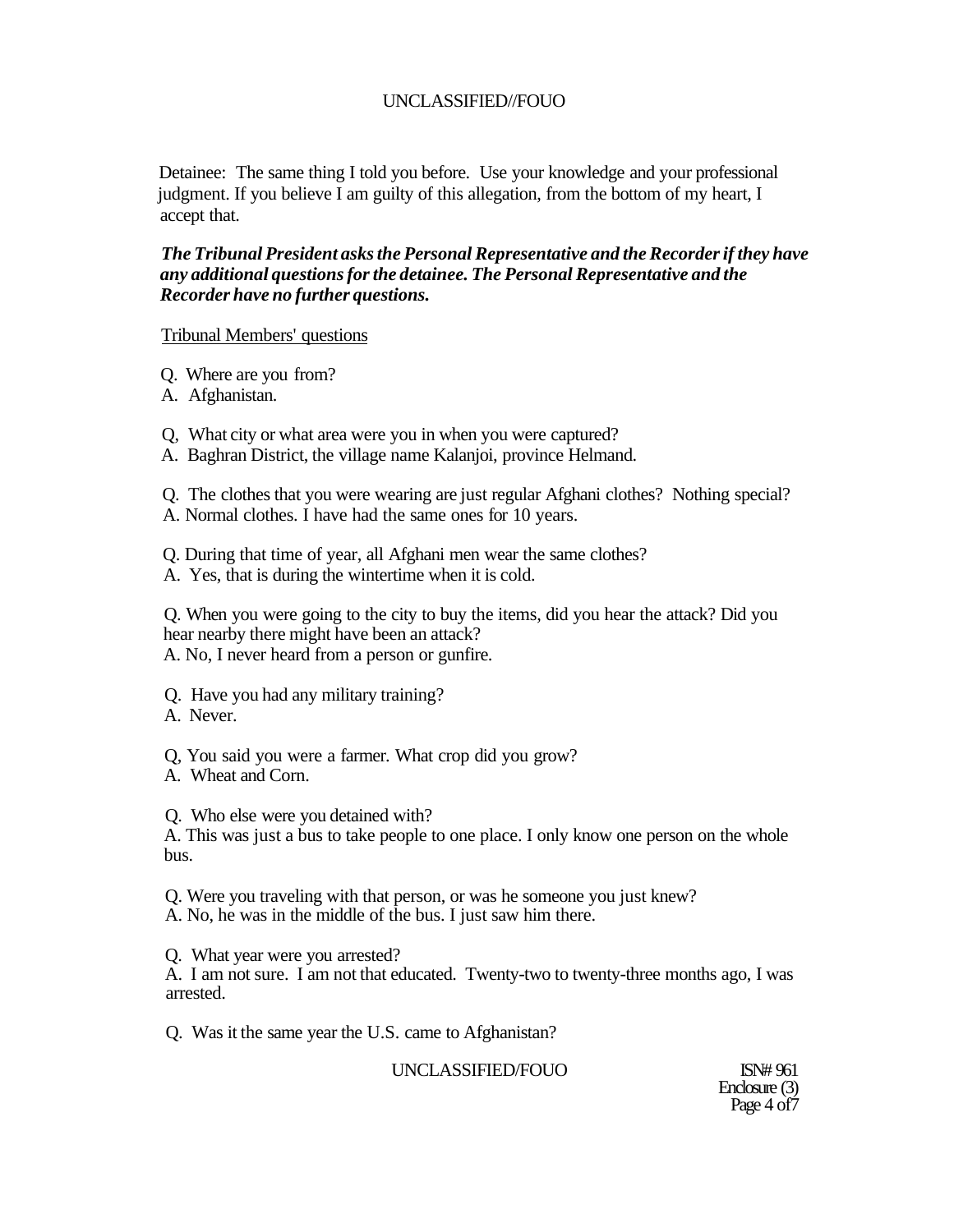Detainee: The same thing I told you before. Use your knowledge and your professional judgment. If you believe I am guilty of this allegation, from the bottom of my heart, I accept that.

***The Tribunal President asks the Personal Representative and the Recorder if they have any additional questions for the detainee. The Personal Representative and the Recorder have no further questions.***

Tribunal Members' questions

Q. Where are you from?
A. Afghanistan.

Q, What city or what area were you in when you were captured?
A. Baghran District, the village name Kalanjoi, province Helmand.

Q. The clothes that you were wearing are just regular Afghani clothes? Nothing special?
A. Normal clothes. I have had the same ones for 10 years.

Q. During that time of year, all Afghani men wear the same clothes?
A. Yes, that is during the wintertime when it is cold.

Q. When you were going to the city to buy the items, did you hear the attack? Did you hear nearby there might have been an attack?
A. No, I never heard from a person or gunfire.

Q. Have you had any military training?
A. Never.

Q, You said you were a farmer. What crop did you grow?
A. Wheat and Corn.

Q. Who else were you detained with?
A. This was just a bus to take people to one place. I only know one person on the whole bus.

Q. Were you traveling with that person, or was he someone you just knew?
A. No, he was in the middle of the bus. I just saw him there.

Q. What year were you arrested?
A. I am not sure. I am not that educated. Twenty-two to twenty-three months ago, I was arrested.

Q. Was it the same year the U.S. came to Afghanistan?

ISN# 961
Enclosure (3)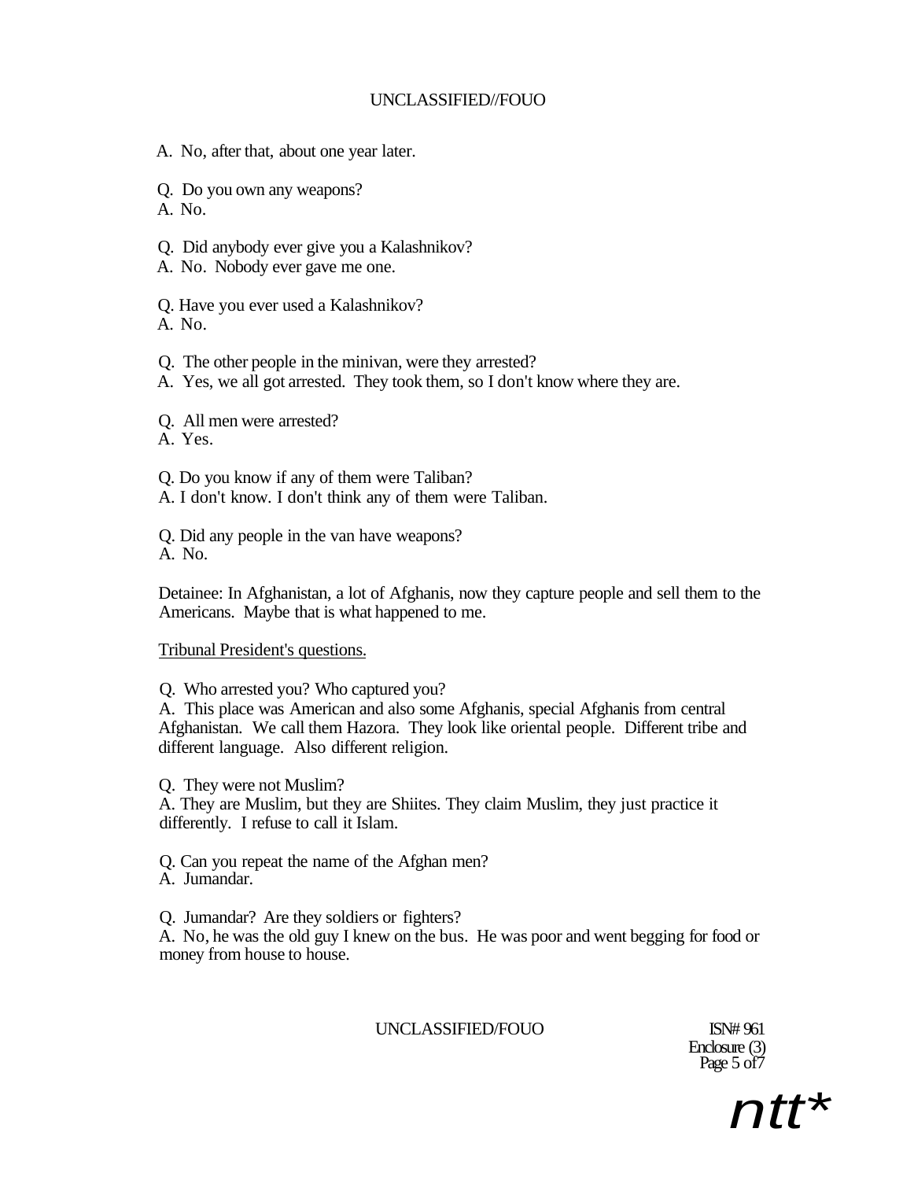A. No, after that, about one year later.

Q. Do you own any weapons?
A. No.

Q. Did anybody ever give you a Kalashnikov?
A. No. Nobody ever gave me one.

Q. Have you ever used a Kalashnikov?
A. No.

Q. The other people in the minivan, were they arrested?
A. Yes, we all got arrested. They took them, so I don't know where they are.

Q. All men were arrested?
A. Yes.

Q. Do you know if any of them were Taliban?
A. I don't know. I don't think any of them were Taliban.

Q. Did any people in the van have weapons?
A. No.

Detainee: In Afghanistan, a lot of Afghanis, now they capture people and sell them to the Americans. Maybe that is what happened to me.

Tribunal President's questions.

Q. Who arrested you? Who captured you?
A. This place was American and also some Afghanis, special Afghanis from central Afghanistan. We call them Hazora. They look like oriental people. Different tribe and different language. Also different religion.

Q. They were not Muslim?
A. They are Muslim, but they are Shiites. They claim Muslim, they just practice it differently. I refuse to call it Islam.

Q. Can you repeat the name of the Afghan men?
A. Jumandar.

Q. Jumandar? Are they soldiers or fighters?
A. No, he was the old guy I knew on the bus. He was poor and went begging for food or money from house to house.

ISN# 961
Enclosure (3)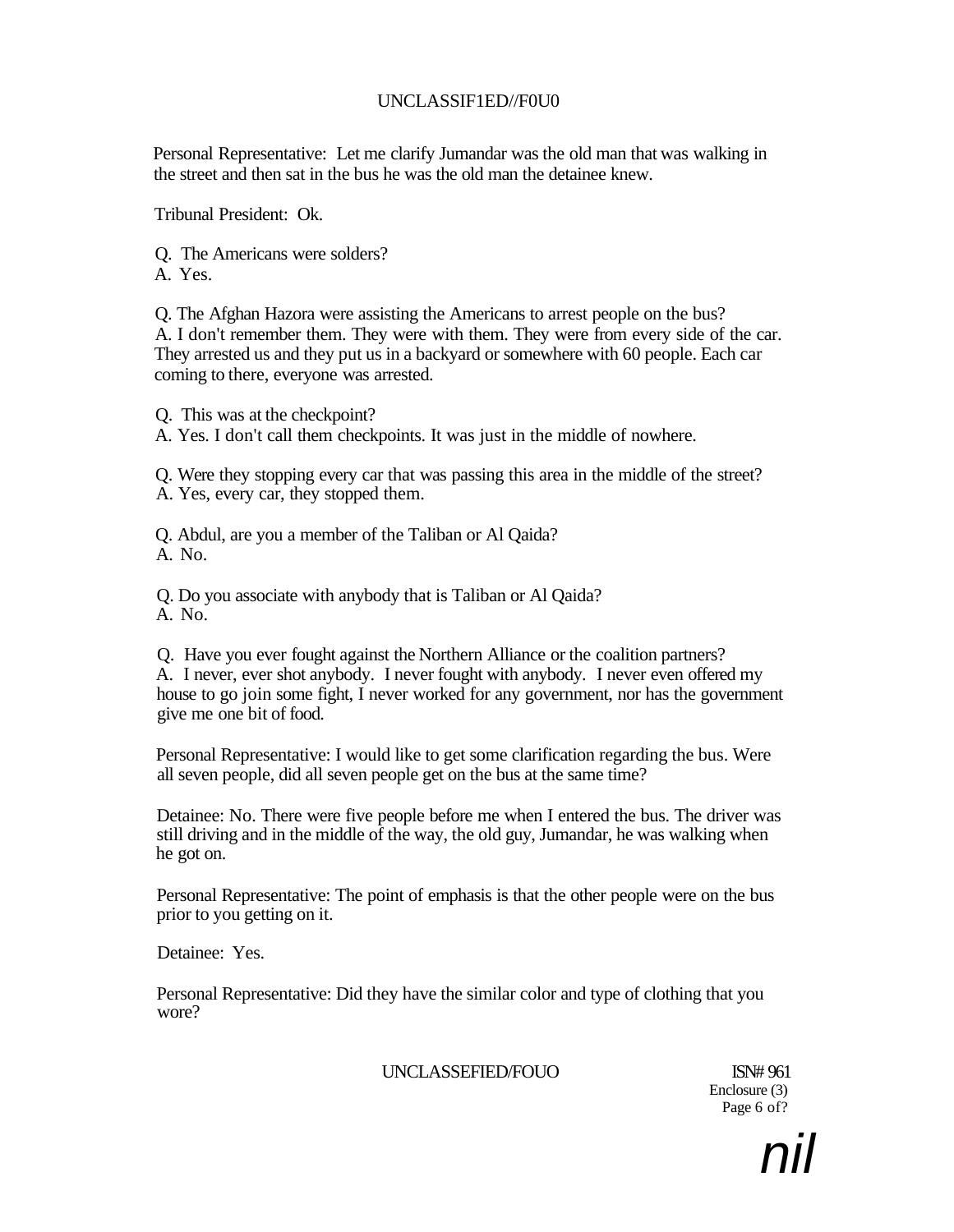Personal Representative: Let me clarify Jumandar was the old man that was walking in the street and then sat in the bus he was the old man the detainee knew.

Tribunal President: Ok.

Q. The Americans were solders?
A. Yes.

Q. The Afghan Hazora were assisting the Americans to arrest people on the bus?
A. I don't remember them. They were with them. They were from every side of the car. They arrested us and they put us in a backyard or somewhere with 60 people. Each car coming to there, everyone was arrested.

Q. This was at the checkpoint?
A. Yes. I don't call them checkpoints. It was just in the middle of nowhere.

Q. Were they stopping every car that was passing this area in the middle of the street?
A. Yes, every car, they stopped them.

Q. Abdul, are you a member of the Taliban or Al Qaida?
A. No.

Q. Do you associate with anybody that is Taliban or Al Qaida?
A. No.

Q. Have you ever fought against the Northern Alliance or the coalition partners?
A. I never, ever shot anybody. I never fought with anybody. I never even offered my house to go join some fight, I never worked for any government, nor has the government give me one bit of food.

Personal Representative: I would like to get some clarification regarding the bus. Were all seven people, did all seven people get on the bus at the same time?

Detainee: No. There were five people before me when I entered the bus. The driver was still driving and in the middle of the way, the old guy, Jumandar, he was walking when he got on.

Personal Representative: The point of emphasis is that the other people were on the bus prior to you getting on it.

Detainee: Yes.

Personal Representative: Did they have the similar color and type of clothing that you wore?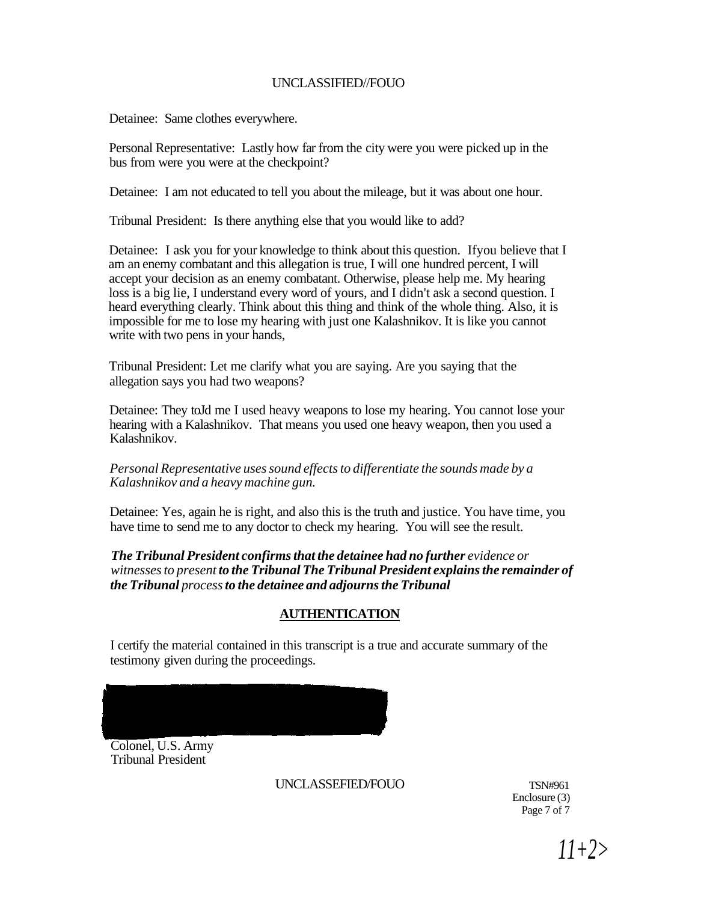Detainee: Same clothes everywhere.

Personal Representative: Lastly how far from the city were you were picked up in the bus from were you were at the checkpoint?

Detainee: I am not educated to tell you about the mileage, but it was about one hour.

Tribunal President: Is there anything else that you would like to add?

Detainee: I ask you for your knowledge to think about this question. Ifyou believe that I am an enemy combatant and this allegation is true, I will one hundred percent, I will accept your decision as an enemy combatant. Otherwise, please help me. My hearing loss is a big lie, I understand every word of yours, and I didn't ask a second question. I heard everything clearly. Think about this thing and think of the whole thing. Also, it is impossible for me to lose my hearing with just one Kalashnikov. It is like you cannot write with two pens in your hands,

Tribunal President: Let me clarify what you are saying. Are you saying that the allegation says you had two weapons?

Detainee: They toJd me I used heavy weapons to lose my hearing. You cannot lose your hearing with a Kalashnikov. That means you used one heavy weapon, then you used a Kalashnikov.

*Personal Representative uses sound effects to differentiate the sounds made by a Kalashnikov and a heavy machine gun.*

Detainee: Yes, again he is right, and also this is the truth and justice. You have time, you have time to send me to any doctor to check my hearing. You will see the result.

***The Tribunal President confirms that the detainee had no further** evidence or witnesses to present **to the Tribunal The Tribunal President explains the remainder of the Tribunal** process **to the detainee and adjourns the Tribunal***

## AUTHENTICATION

I certify the material contained in this transcript is a true and accurate summary of the testimony given during the proceedings.

Colonel, U.S. Army
Tribunal President

TSN#961
Enclosure (3)

11+2>